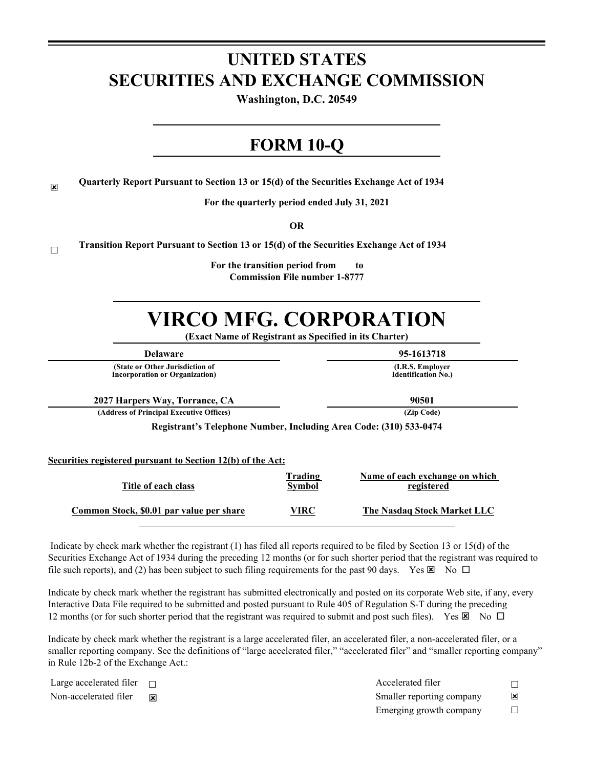# UNITED STATES
# SECURITIES AND EXCHANGE COMMISSION

**Washington, D.C. 20549**

# FORM 10-Q

☒ **Quarterly Report Pursuant to Section 13 or 15(d) of the Securities Exchange Act of 1934**

**For the quarterly period ended July 31, 2021**

**OR**

☐ **Transition Report Pursuant to Section 13 or 15(d) of the Securities Exchange Act of 1934**

**For the transition period from to**
**Commission File number 1-8777**

# VIRCO MFG. CORPORATION

**(Exact Name of Registrant as Specified in its Charter)**

| **Delaware** | **95-1613718** |
|---|---|
| **(State or Other Jurisdiction of Incorporation or Organization)** | **(I.R.S. Employer Identification No.)** |
| **2027 Harpers Way, Torrance, CA** | **90501** |
| **(Address of Principal Executive Offices)** | **(Zip Code)** |

**Registrant's Telephone Number, Including Area Code: (310) 533-0474**

**Securities registered pursuant to Section 12(b) of the Act:**

| Title of each class | Trading Symbol | Name of each exchange on which registered |
|---|---|---|
| Common Stock, $0.01 par value per share | VIRC | The Nasdaq Stock Market LLC |

Indicate by check mark whether the registrant (1) has filed all reports required to be filed by Section 13 or 15(d) of the Securities Exchange Act of 1934 during the preceding 12 months (or for such shorter period that the registrant was required to file such reports), and (2) has been subject to such filing requirements for the past 90 days. Yes ☒ No ☐

Indicate by check mark whether the registrant has submitted electronically and posted on its corporate Web site, if any, every Interactive Data File required to be submitted and posted pursuant to Rule 405 of Regulation S-T during the preceding 12 months (or for such shorter period that the registrant was required to submit and post such files). Yes ☒ No ☐

Indicate by check mark whether the registrant is a large accelerated filer, an accelerated filer, a non-accelerated filer, or a smaller reporting company. See the definitions of "large accelerated filer," "accelerated filer" and "smaller reporting company" in Rule 12b-2 of the Exchange Act.:

| | | | |
|---|---|---|---|
| Large accelerated filer | ☐ | Accelerated filer | ☐ |
| Non-accelerated filer | ☒ | Smaller reporting company | ☒ |
| | | Emerging growth company | ☐ |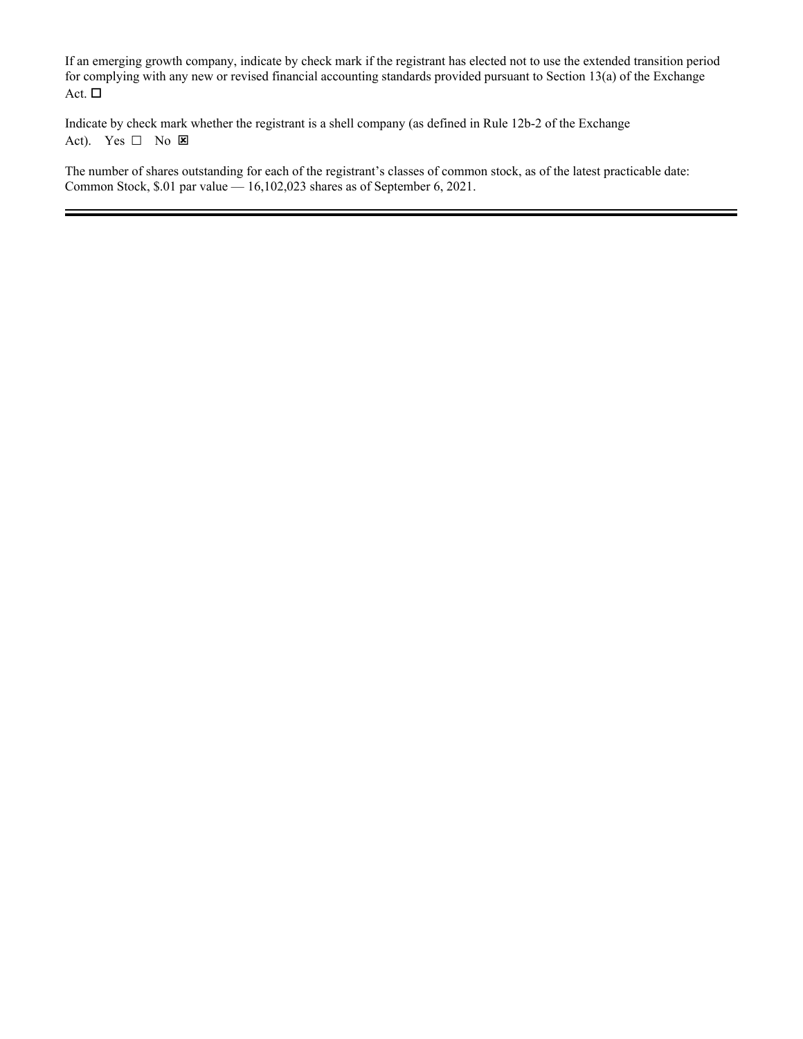If an emerging growth company, indicate by check mark if the registrant has elected not to use the extended transition period for complying with any new or revised financial accounting standards provided pursuant to Section 13(a) of the Exchange Act. ☐

Indicate by check mark whether the registrant is a shell company (as defined in Rule 12b-2 of the Exchange Act). Yes ☐ No ☒

The number of shares outstanding for each of the registrant's classes of common stock, as of the latest practicable date: Common Stock, $.01 par value — 16,102,023 shares as of September 6, 2021.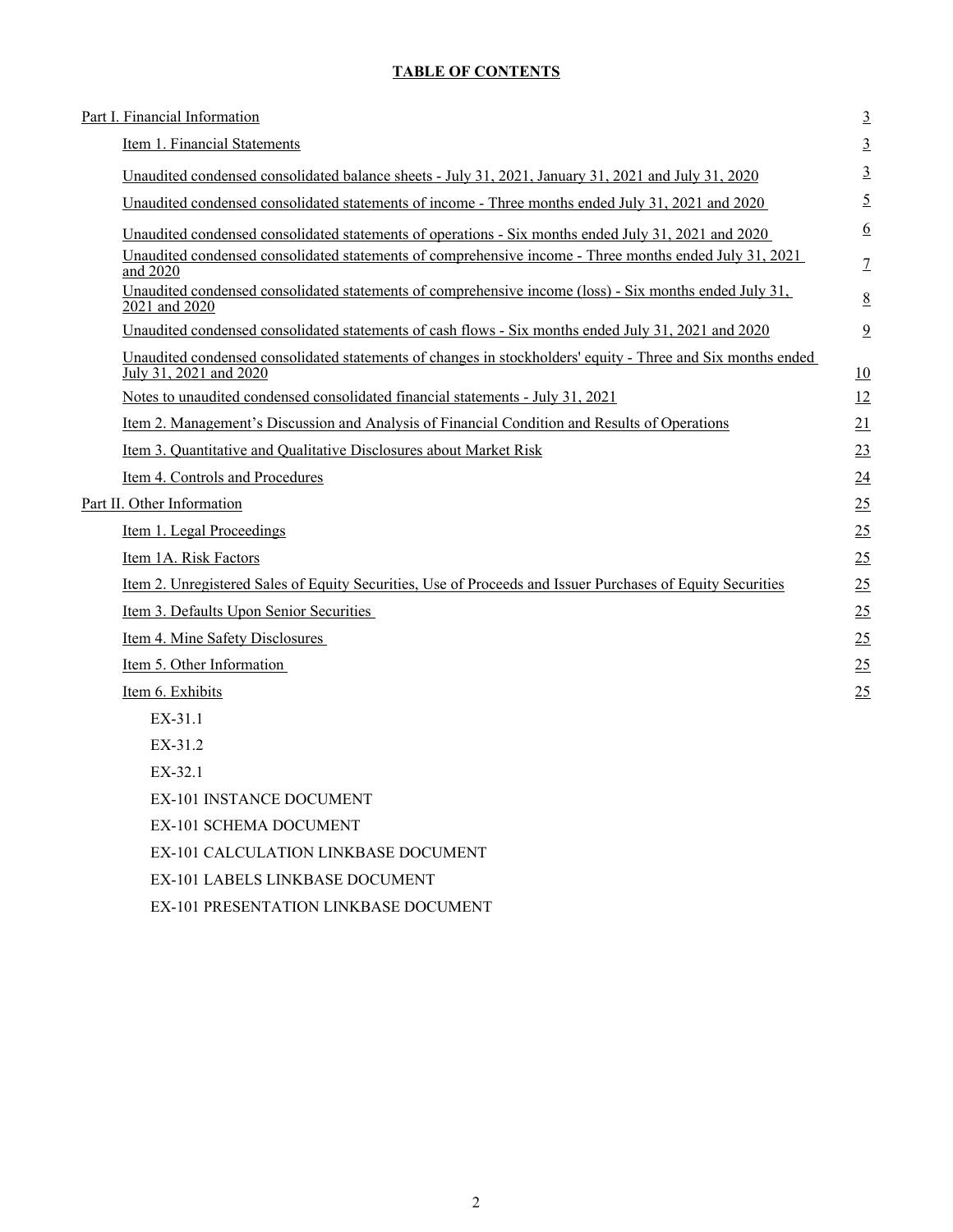**TABLE OF CONTENTS**

| | |
|---|---|
| Part I. Financial Information | 3 |
| Item 1. Financial Statements | 3 |
| Unaudited condensed consolidated balance sheets - July 31, 2021, January 31, 2021 and July 31, 2020 | 3 |
| Unaudited condensed consolidated statements of income - Three months ended July 31, 2021 and 2020 | 5 |
| Unaudited condensed consolidated statements of operations - Six months ended July 31, 2021 and 2020 | 6 |
| Unaudited condensed consolidated statements of comprehensive income - Three months ended July 31, 2021 and 2020 | 7 |
| Unaudited condensed consolidated statements of comprehensive income (loss) - Six months ended July 31, 2021 and 2020 | 8 |
| Unaudited condensed consolidated statements of cash flows - Six months ended July 31, 2021 and 2020 | 9 |
| Unaudited condensed consolidated statements of changes in stockholders' equity - Three and Six months ended July 31, 2021 and 2020 | 10 |
| Notes to unaudited condensed consolidated financial statements - July 31, 2021 | 12 |
| Item 2. Management's Discussion and Analysis of Financial Condition and Results of Operations | 21 |
| Item 3. Quantitative and Qualitative Disclosures about Market Risk | 23 |
| Item 4. Controls and Procedures | 24 |
| Part II. Other Information | 25 |
| Item 1. Legal Proceedings | 25 |
| Item 1A. Risk Factors | 25 |
| Item 2. Unregistered Sales of Equity Securities, Use of Proceeds and Issuer Purchases of Equity Securities | 25 |
| Item 3. Defaults Upon Senior Securities | 25 |
| Item 4. Mine Safety Disclosures | 25 |
| Item 5. Other Information | 25 |
| Item 6. Exhibits | 25 |

EX-31.1

EX-31.2

EX-32.1

EX-101 INSTANCE DOCUMENT

EX-101 SCHEMA DOCUMENT

EX-101 CALCULATION LINKBASE DOCUMENT

EX-101 LABELS LINKBASE DOCUMENT

EX-101 PRESENTATION LINKBASE DOCUMENT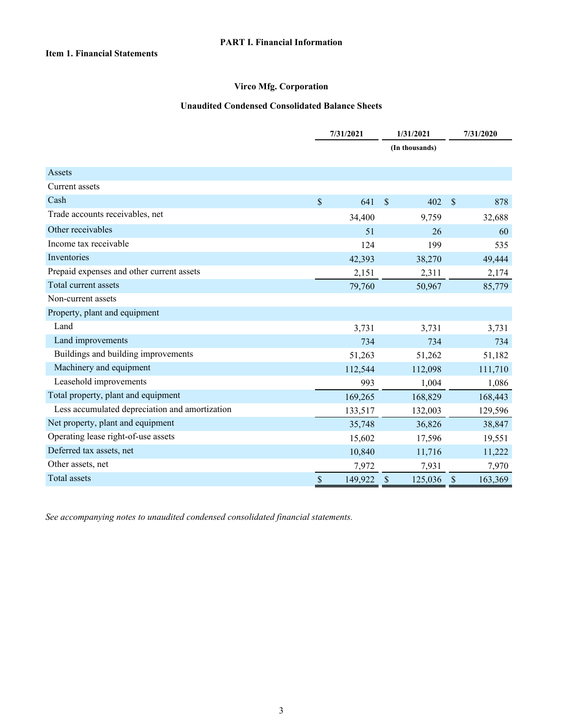# PART I. Financial Information

## Item 1. Financial Statements

### Virco Mfg. Corporation

### Unaudited Condensed Consolidated Balance Sheets

| | 7/31/2021 | 1/31/2021 | 7/31/2020 |
|---|---|---|---|
| | | (In thousands) | |
| **Assets** | | | |
| Current assets | | | |
| Cash | $ 641 | $ 402 | $ 878 |
| Trade accounts receivables, net | 34,400 | 9,759 | 32,688 |
| Other receivables | 51 | 26 | 60 |
| Income tax receivable | 124 | 199 | 535 |
| Inventories | 42,393 | 38,270 | 49,444 |
| Prepaid expenses and other current assets | 2,151 | 2,311 | 2,174 |
| Total current assets | 79,760 | 50,967 | 85,779 |
| Non-current assets | | | |
| Property, plant and equipment | | | |
| Land | 3,731 | 3,731 | 3,731 |
| Land improvements | 734 | 734 | 734 |
| Buildings and building improvements | 51,263 | 51,262 | 51,182 |
| Machinery and equipment | 112,544 | 112,098 | 111,710 |
| Leasehold improvements | 993 | 1,004 | 1,086 |
| Total property, plant and equipment | 169,265 | 168,829 | 168,443 |
| Less accumulated depreciation and amortization | 133,517 | 132,003 | 129,596 |
| Net property, plant and equipment | 35,748 | 36,826 | 38,847 |
| Operating lease right-of-use assets | 15,602 | 17,596 | 19,551 |
| Deferred tax assets, net | 10,840 | 11,716 | 11,222 |
| Other assets, net | 7,972 | 7,931 | 7,970 |
| Total assets | $ 149,922 | $ 125,036 | $ 163,369 |

*See accompanying notes to unaudited condensed consolidated financial statements.*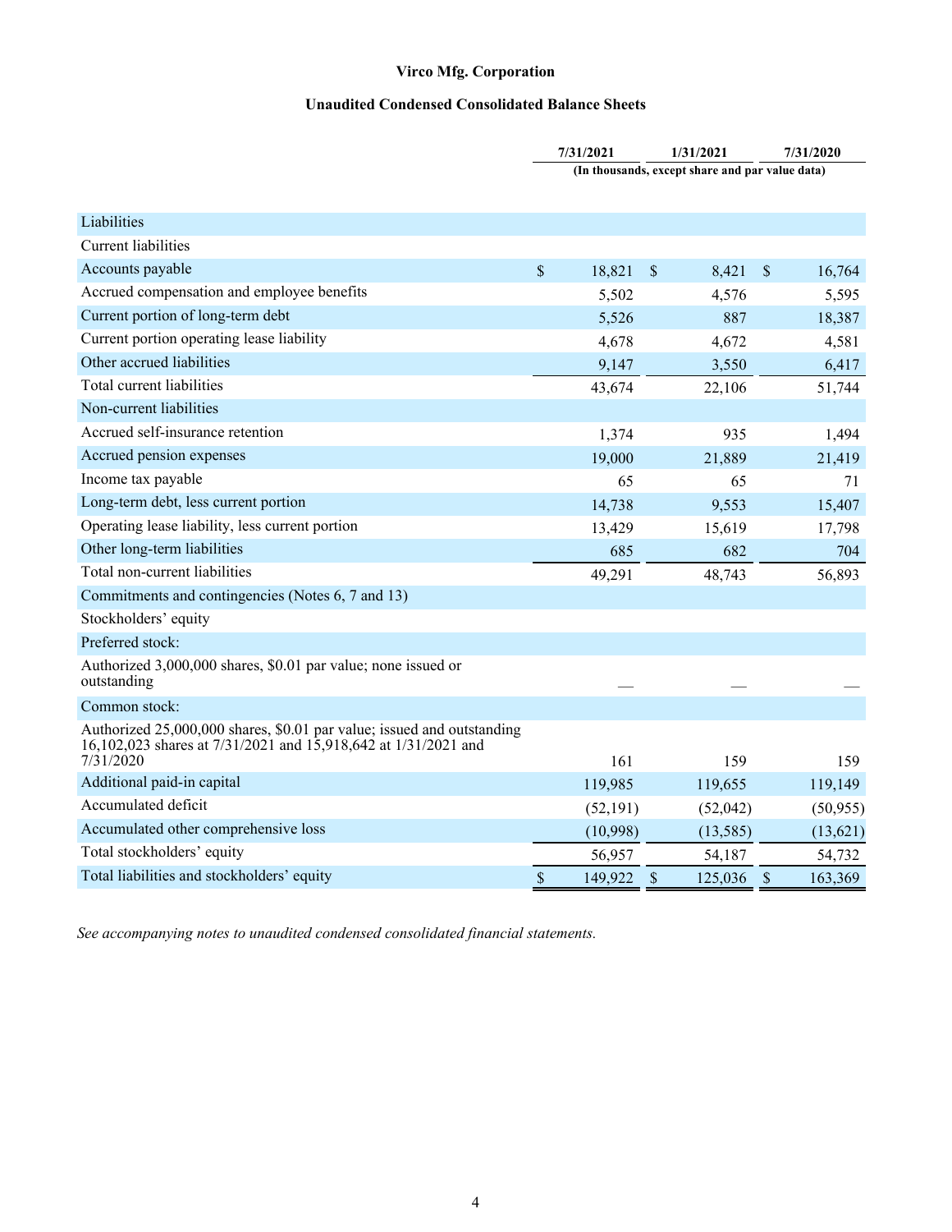# Virco Mfg. Corporation

## Unaudited Condensed Consolidated Balance Sheets

| | 7/31/2021 | 1/31/2021 | 7/31/2020 |
|---|---|---|---|
| | (In thousands, except share and par value data) | | |
| Liabilities | | | |
| Current liabilities | | | |
| Accounts payable | $ 18,821 | $ 8,421 | $ 16,764 |
| Accrued compensation and employee benefits | 5,502 | 4,576 | 5,595 |
| Current portion of long-term debt | 5,526 | 887 | 18,387 |
| Current portion operating lease liability | 4,678 | 4,672 | 4,581 |
| Other accrued liabilities | 9,147 | 3,550 | 6,417 |
| Total current liabilities | 43,674 | 22,106 | 51,744 |
| Non-current liabilities | | | |
| Accrued self-insurance retention | 1,374 | 935 | 1,494 |
| Accrued pension expenses | 19,000 | 21,889 | 21,419 |
| Income tax payable | 65 | 65 | 71 |
| Long-term debt, less current portion | 14,738 | 9,553 | 15,407 |
| Operating lease liability, less current portion | 13,429 | 15,619 | 17,798 |
| Other long-term liabilities | 685 | 682 | 704 |
| Total non-current liabilities | 49,291 | 48,743 | 56,893 |
| Commitments and contingencies (Notes 6, 7 and 13) | | | |
| Stockholders' equity | | | |
| Preferred stock: | | | |
| Authorized 3,000,000 shares, $0.01 par value; none issued or outstanding | — | — | — |
| Common stock: | | | |
| Authorized 25,000,000 shares, $0.01 par value; issued and outstanding 16,102,023 shares at 7/31/2021 and 15,918,642 at 1/31/2021 and 7/31/2020 | 161 | 159 | 159 |
| Additional paid-in capital | 119,985 | 119,655 | 119,149 |
| Accumulated deficit | (52,191) | (52,042) | (50,955) |
| Accumulated other comprehensive loss | (10,998) | (13,585) | (13,621) |
| Total stockholders' equity | 56,957 | 54,187 | 54,732 |
| Total liabilities and stockholders' equity | $ 149,922 | $ 125,036 | $ 163,369 |

*See accompanying notes to unaudited condensed consolidated financial statements.*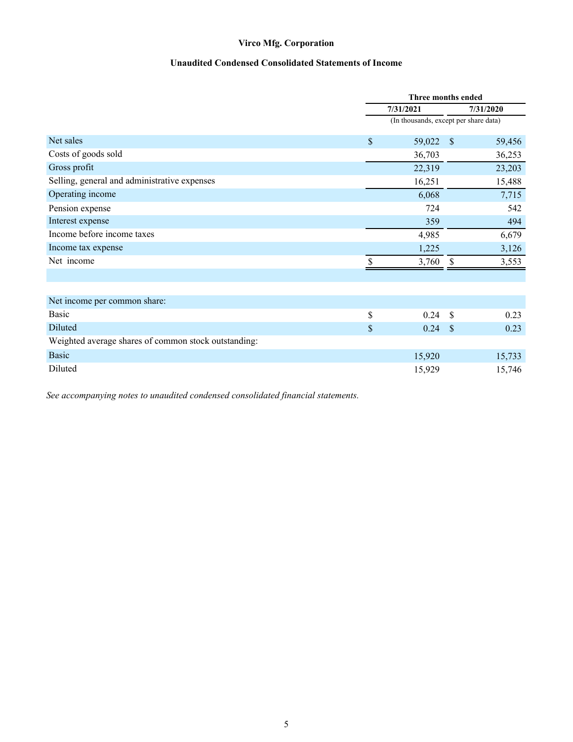**Virco Mfg. Corporation**

**Unaudited Condensed Consolidated Statements of Income**

| | Three months ended | |
|---|---|---|
| | 7/31/2021 | 7/31/2020 |
| | (In thousands, except per share data) | |
| Net sales | $ 59,022 | $ 59,456 |
| Costs of goods sold | 36,703 | 36,253 |
| Gross profit | 22,319 | 23,203 |
| Selling, general and administrative expenses | 16,251 | 15,488 |
| Operating income | 6,068 | 7,715 |
| Pension expense | 724 | 542 |
| Interest expense | 359 | 494 |
| Income before income taxes | 4,985 | 6,679 |
| Income tax expense | 1,225 | 3,126 |
| Net income | $ 3,760 | $ 3,553 |
| | | |
| Net income per common share: | | |
| Basic | $ 0.24 | $ 0.23 |
| Diluted | $ 0.24 | $ 0.23 |
| Weighted average shares of common stock outstanding: | | |
| Basic | 15,920 | 15,733 |
| Diluted | 15,929 | 15,746 |

*See accompanying notes to unaudited condensed consolidated financial statements.*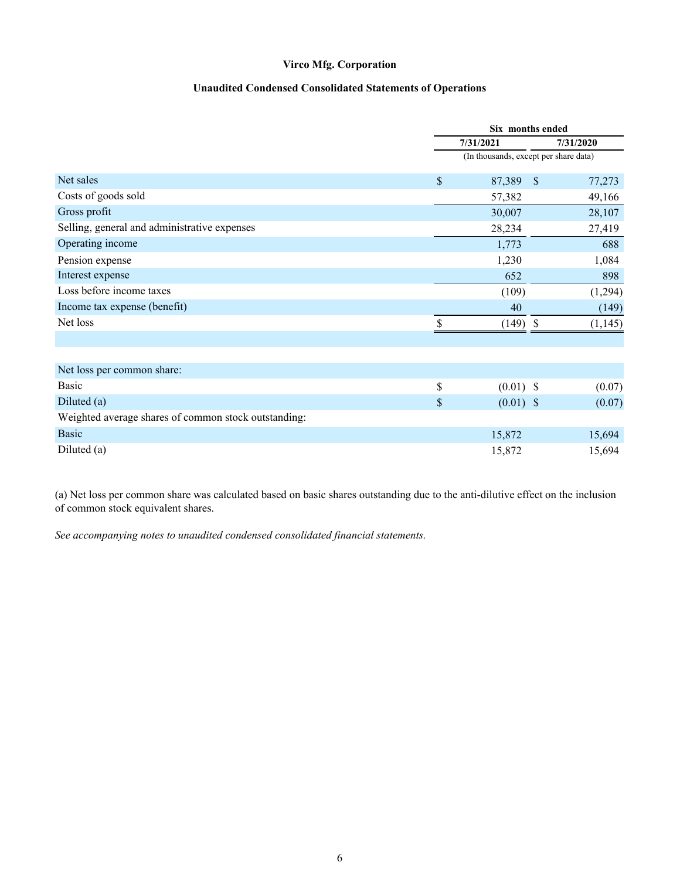**Virco Mfg. Corporation**

**Unaudited Condensed Consolidated Statements of Operations**

| | Six months ended | |
|---|---|---|
| | 7/31/2021 | 7/31/2020 |
| | (In thousands, except per share data) | |
| Net sales | $ 87,389 | $ 77,273 |
| Costs of goods sold | 57,382 | 49,166 |
| Gross profit | 30,007 | 28,107 |
| Selling, general and administrative expenses | 28,234 | 27,419 |
| Operating income | 1,773 | 688 |
| Pension expense | 1,230 | 1,084 |
| Interest expense | 652 | 898 |
| Loss before income taxes | (109) | (1,294) |
| Income tax expense (benefit) | 40 | (149) |
| Net loss | $ (149) | $ (1,145) |
| | | |
| Net loss per common share: | | |
| Basic | $ (0.01) | $ (0.07) |
| Diluted (a) | $ (0.01) | $ (0.07) |
| Weighted average shares of common stock outstanding: | | |
| Basic | 15,872 | 15,694 |
| Diluted (a) | 15,872 | 15,694 |

(a) Net loss per common share was calculated based on basic shares outstanding due to the anti-dilutive effect on the inclusion of common stock equivalent shares.

*See accompanying notes to unaudited condensed consolidated financial statements.*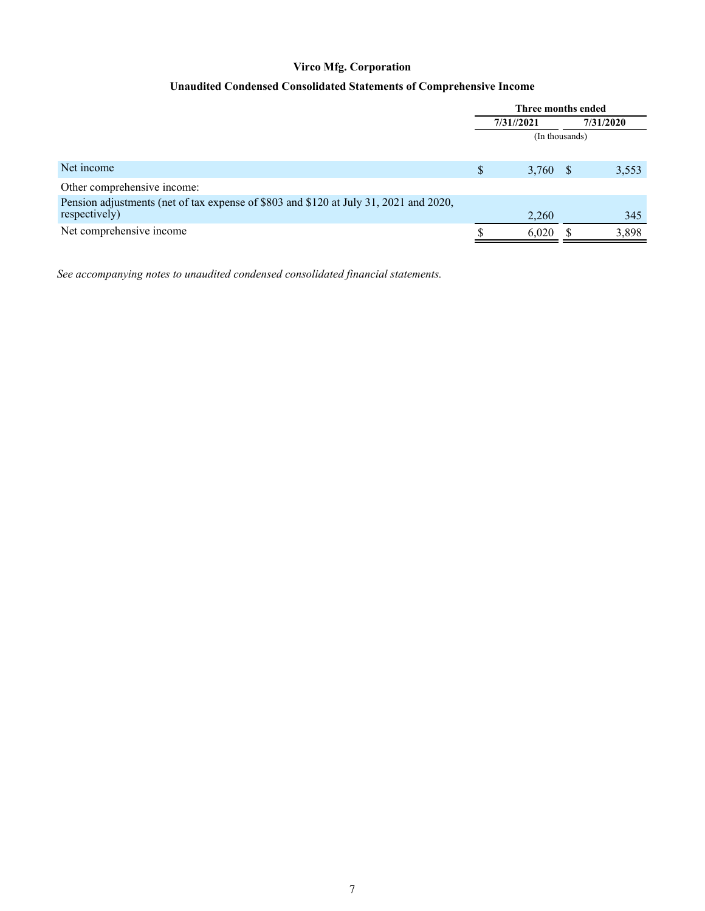**Virco Mfg. Corporation**

**Unaudited Condensed Consolidated Statements of Comprehensive Income**

| | Three months ended | |
|---|---|---|
| | 7/31//2021 | 7/31/2020 |
| | (In thousands) | |
| Net income | $ 3,760 | $ 3,553 |
| Other comprehensive income: | | |
| Pension adjustments (net of tax expense of $803 and $120 at July 31, 2021 and 2020, respectively) | 2,260 | 345 |
| Net comprehensive income | $ 6,020 | $ 3,898 |

*See accompanying notes to unaudited condensed consolidated financial statements.*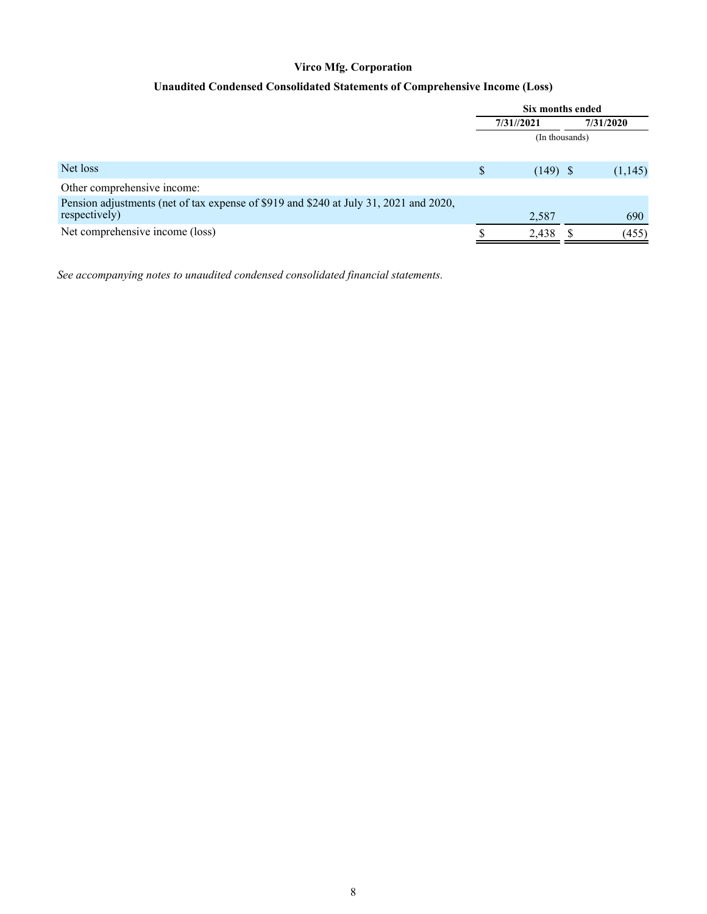**Virco Mfg. Corporation**

**Unaudited Condensed Consolidated Statements of Comprehensive Income (Loss)**

| | Six months ended | |
|---|---|---|
| | 7/31//2021 | 7/31/2020 |
| | (In thousands) | |
| Net loss | $ (149) | $ (1,145) |
| Other comprehensive income: | | |
| Pension adjustments (net of tax expense of $919 and $240 at July 31, 2021 and 2020, respectively) | 2,587 | 690 |
| Net comprehensive income (loss) | $ 2,438 | $ (455) |

*See accompanying notes to unaudited condensed consolidated financial statements.*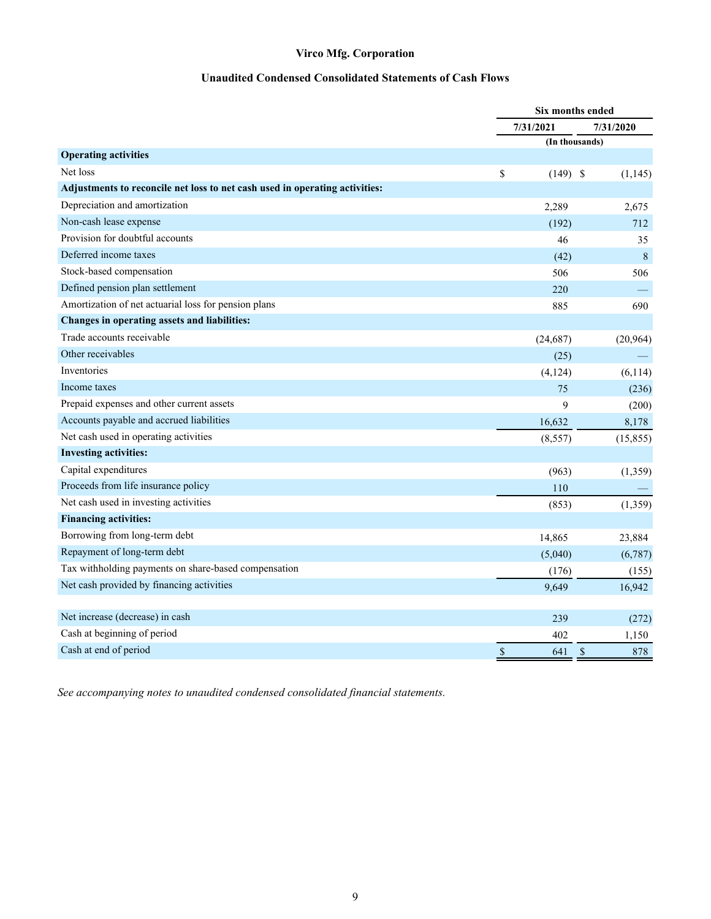# Virco Mfg. Corporation

## Unaudited Condensed Consolidated Statements of Cash Flows

| | Six months ended | |
|---|---|---|
| | 7/31/2021 | 7/31/2020 |
| | (In thousands) | |
| **Operating activities** | | |
| Net loss | $ (149) | $ (1,145) |
| **Adjustments to reconcile net loss to net cash used in operating activities:** | | |
| Depreciation and amortization | 2,289 | 2,675 |
| Non-cash lease expense | (192) | 712 |
| Provision for doubtful accounts | 46 | 35 |
| Deferred income taxes | (42) | 8 |
| Stock-based compensation | 506 | 506 |
| Defined pension plan settlement | 220 | — |
| Amortization of net actuarial loss for pension plans | 885 | 690 |
| **Changes in operating assets and liabilities:** | | |
| Trade accounts receivable | (24,687) | (20,964) |
| Other receivables | (25) | — |
| Inventories | (4,124) | (6,114) |
| Income taxes | 75 | (236) |
| Prepaid expenses and other current assets | 9 | (200) |
| Accounts payable and accrued liabilities | 16,632 | 8,178 |
| Net cash used in operating activities | (8,557) | (15,855) |
| **Investing activities:** | | |
| Capital expenditures | (963) | (1,359) |
| Proceeds from life insurance policy | 110 | — |
| Net cash used in investing activities | (853) | (1,359) |
| **Financing activities:** | | |
| Borrowing from long-term debt | 14,865 | 23,884 |
| Repayment of long-term debt | (5,040) | (6,787) |
| Tax withholding payments on share-based compensation | (176) | (155) |
| Net cash provided by financing activities | 9,649 | 16,942 |
| | | |
| Net increase (decrease) in cash | 239 | (272) |
| Cash at beginning of period | 402 | 1,150 |
| Cash at end of period | $ 641 | $ 878 |

*See accompanying notes to unaudited condensed consolidated financial statements.*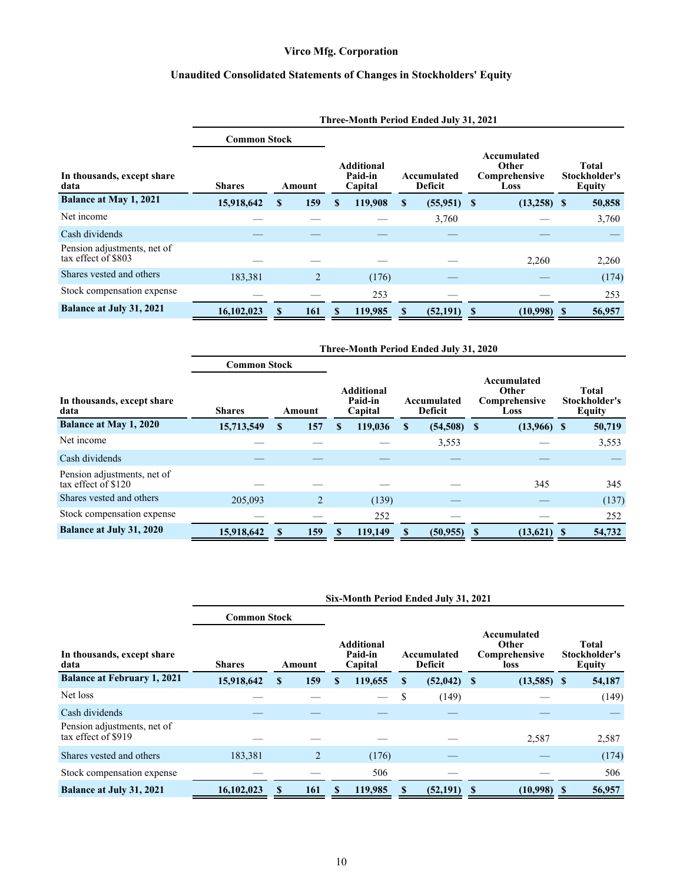# Virco Mfg. Corporation

## Unaudited Consolidated Statements of Changes in Stockholders' Equity

| | Three-Month Period Ended July 31, 2021 | | | | | |
|---|---|---|---|---|---|---|
| | Common Stock | | | | | |
| In thousands, except share data | Shares | Amount | Additional Paid-in Capital | Accumulated Deficit | Accumulated Other Comprehensive Loss | Total Stockholder's Equity |
| **Balance at May 1, 2021** | **15,918,642** | **$ 159** | **$ 119,908** | **$ (55,951)** | **$ (13,258)** | **$ 50,858** |
| Net income | — | — | — | 3,760 | — | 3,760 |
| Cash dividends | — | — | — | — | — | — |
| Pension adjustments, net of tax effect of $803 | — | — | — | — | 2,260 | 2,260 |
| Shares vested and others | 183,381 | 2 | (176) | — | — | (174) |
| Stock compensation expense | — | — | 253 | — | — | 253 |
| **Balance at July 31, 2021** | **16,102,023** | **$ 161** | **$ 119,985** | **$ (52,191)** | **$ (10,998)** | **$ 56,957** |

| | Three-Month Period Ended July 31, 2020 | | | | | |
|---|---|---|---|---|---|---|
| | Common Stock | | | | | |
| In thousands, except share data | Shares | Amount | Additional Paid-in Capital | Accumulated Deficit | Accumulated Other Comprehensive Loss | Total Stockholder's Equity |
| **Balance at May 1, 2020** | **15,713,549** | **$ 157** | **$ 119,036** | **$ (54,508)** | **$ (13,966)** | **$ 50,719** |
| Net income | — | — | — | 3,553 | — | 3,553 |
| Cash dividends | — | — | — | — | — | — |
| Pension adjustments, net of tax effect of $120 | — | — | — | — | 345 | 345 |
| Shares vested and others | 205,093 | 2 | (139) | — | — | (137) |
| Stock compensation expense | — | — | 252 | — | — | 252 |
| **Balance at July 31, 2020** | **15,918,642** | **$ 159** | **$ 119,149** | **$ (50,955)** | **$ (13,621)** | **$ 54,732** |

| | Six-Month Period Ended July 31, 2021 | | | | | |
|---|---|---|---|---|---|---|
| | Common Stock | | | | | |
| In thousands, except share data | Shares | Amount | Additional Paid-in Capital | Accumulated Deficit | Accumulated Other Comprehensive loss | Total Stockholder's Equity |
| **Balance at February 1, 2021** | **15,918,642** | **$ 159** | **$ 119,655** | **$ (52,042)** | **$ (13,585)** | **$ 54,187** |
| Net loss | — | — | — | $ (149) | — | (149) |
| Cash dividends | — | — | — | — | — | — |
| Pension adjustments, net of tax effect of $919 | — | — | — | — | 2,587 | 2,587 |
| Shares vested and others | 183,381 | 2 | (176) | — | — | (174) |
| Stock compensation expense | — | — | 506 | — | — | 506 |
| **Balance at July 31, 2021** | **16,102,023** | **$ 161** | **$ 119,985** | **$ (52,191)** | **$ (10,998)** | **$ 56,957** |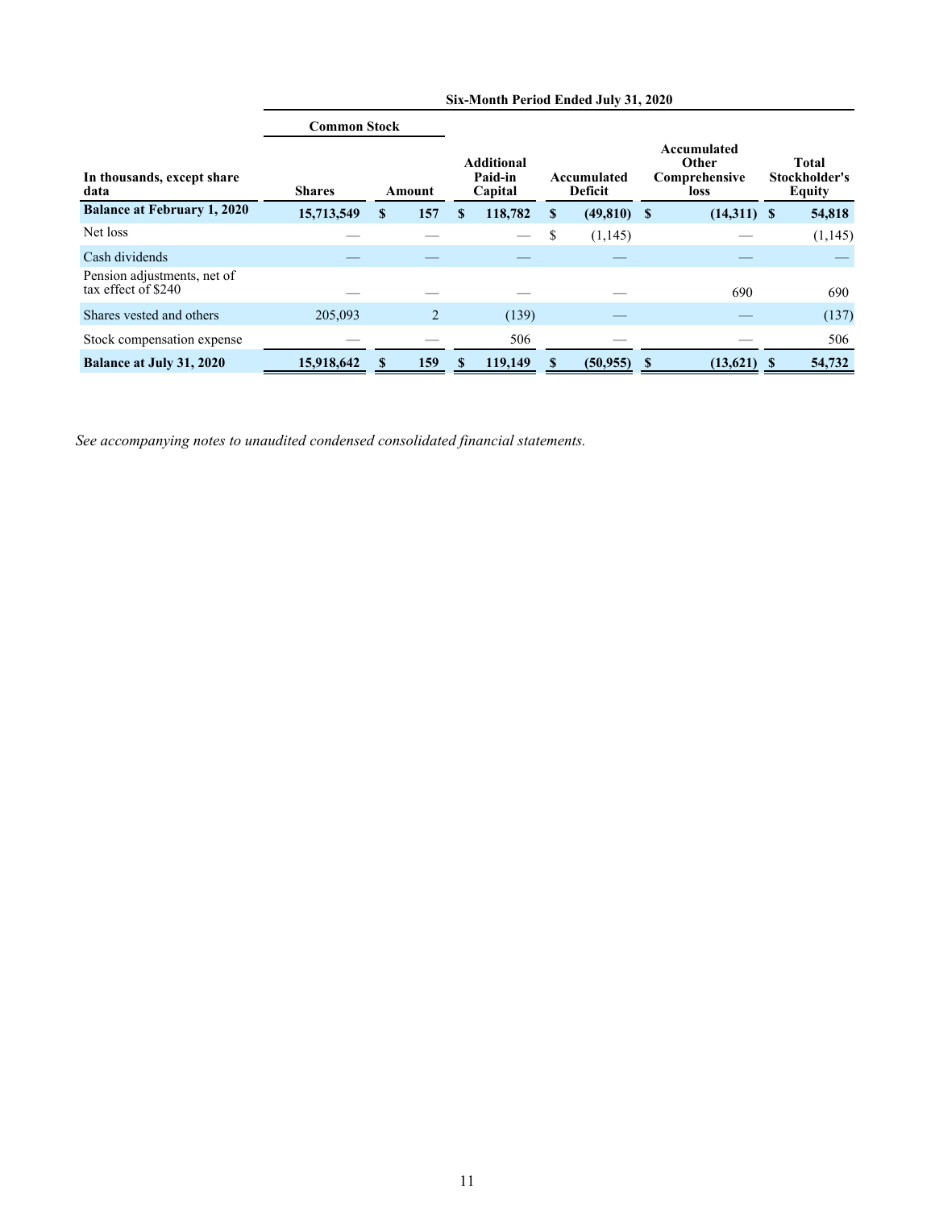| In thousands, except share data | Six-Month Period Ended July 31, 2020 | | | | | |
|---|---|---|---|---|---|---|
| | Common Stock | | | | | |
| | Shares | Amount | Additional Paid-in Capital | Accumulated Deficit | Accumulated Other Comprehensive loss | Total Stockholder's Equity |
| **Balance at February 1, 2020** | **15,713,549** | **$ 157** | **$ 118,782** | **$ (49,810)** | **$ (14,311)** | **$ 54,818** |
| Net loss | — | — | — | $ (1,145) | — | (1,145) |
| Cash dividends | — | — | — | — | — | — |
| Pension adjustments, net of tax effect of $240 | — | — | — | — | 690 | 690 |
| Shares vested and others | 205,093 | 2 | (139) | — | — | (137) |
| Stock compensation expense | — | — | 506 | — | — | 506 |
| **Balance at July 31, 2020** | **15,918,642** | **$ 159** | **$ 119,149** | **$ (50,955)** | **$ (13,621)** | **$ 54,732** |

*See accompanying notes to unaudited condensed consolidated financial statements.*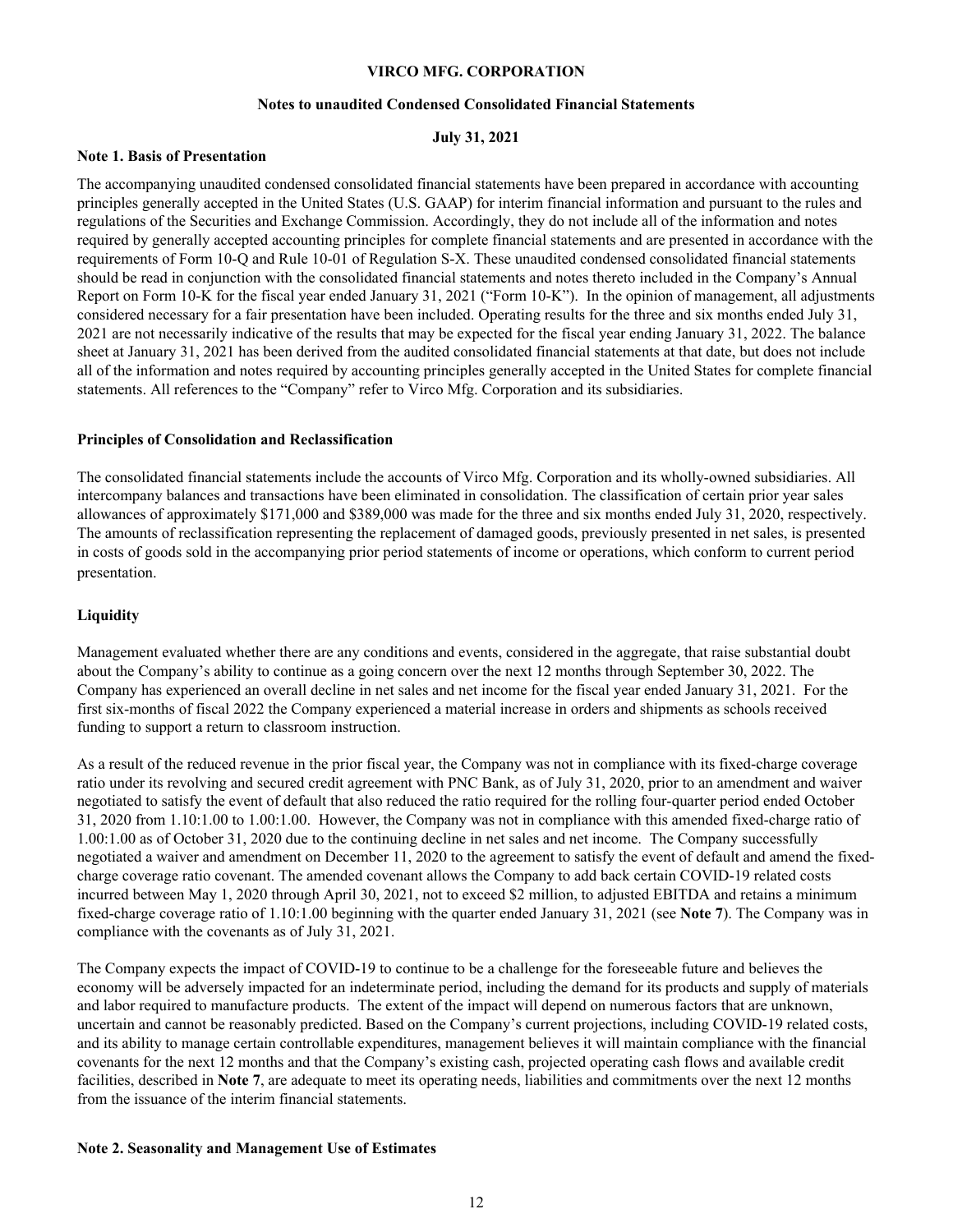**VIRCO MFG. CORPORATION**

**Notes to unaudited Condensed Consolidated Financial Statements**

**July 31, 2021**

**Note 1. Basis of Presentation**

The accompanying unaudited condensed consolidated financial statements have been prepared in accordance with accounting principles generally accepted in the United States (U.S. GAAP) for interim financial information and pursuant to the rules and regulations of the Securities and Exchange Commission. Accordingly, they do not include all of the information and notes required by generally accepted accounting principles for complete financial statements and are presented in accordance with the requirements of Form 10-Q and Rule 10-01 of Regulation S-X. These unaudited condensed consolidated financial statements should be read in conjunction with the consolidated financial statements and notes thereto included in the Company's Annual Report on Form 10-K for the fiscal year ended January 31, 2021 ("Form 10-K"). In the opinion of management, all adjustments considered necessary for a fair presentation have been included. Operating results for the three and six months ended July 31, 2021 are not necessarily indicative of the results that may be expected for the fiscal year ending January 31, 2022. The balance sheet at January 31, 2021 has been derived from the audited consolidated financial statements at that date, but does not include all of the information and notes required by accounting principles generally accepted in the United States for complete financial statements. All references to the "Company" refer to Virco Mfg. Corporation and its subsidiaries.

**Principles of Consolidation and Reclassification**

The consolidated financial statements include the accounts of Virco Mfg. Corporation and its wholly-owned subsidiaries. All intercompany balances and transactions have been eliminated in consolidation. The classification of certain prior year sales allowances of approximately $171,000 and $389,000 was made for the three and six months ended July 31, 2020, respectively. The amounts of reclassification representing the replacement of damaged goods, previously presented in net sales, is presented in costs of goods sold in the accompanying prior period statements of income or operations, which conform to current period presentation.

**Liquidity**

Management evaluated whether there are any conditions and events, considered in the aggregate, that raise substantial doubt about the Company's ability to continue as a going concern over the next 12 months through September 30, 2022. The Company has experienced an overall decline in net sales and net income for the fiscal year ended January 31, 2021. For the first six-months of fiscal 2022 the Company experienced a material increase in orders and shipments as schools received funding to support a return to classroom instruction.

As a result of the reduced revenue in the prior fiscal year, the Company was not in compliance with its fixed-charge coverage ratio under its revolving and secured credit agreement with PNC Bank, as of July 31, 2020, prior to an amendment and waiver negotiated to satisfy the event of default that also reduced the ratio required for the rolling four-quarter period ended October 31, 2020 from 1.10:1.00 to 1.00:1.00. However, the Company was not in compliance with this amended fixed-charge ratio of 1.00:1.00 as of October 31, 2020 due to the continuing decline in net sales and net income. The Company successfully negotiated a waiver and amendment on December 11, 2020 to the agreement to satisfy the event of default and amend the fixed-charge coverage ratio covenant. The amended covenant allows the Company to add back certain COVID-19 related costs incurred between May 1, 2020 through April 30, 2021, not to exceed $2 million, to adjusted EBITDA and retains a minimum fixed-charge coverage ratio of 1.10:1.00 beginning with the quarter ended January 31, 2021 (see **Note 7**). The Company was in compliance with the covenants as of July 31, 2021.

The Company expects the impact of COVID-19 to continue to be a challenge for the foreseeable future and believes the economy will be adversely impacted for an indeterminate period, including the demand for its products and supply of materials and labor required to manufacture products. The extent of the impact will depend on numerous factors that are unknown, uncertain and cannot be reasonably predicted. Based on the Company's current projections, including COVID-19 related costs, and its ability to manage certain controllable expenditures, management believes it will maintain compliance with the financial covenants for the next 12 months and that the Company's existing cash, projected operating cash flows and available credit facilities, described in **Note 7**, are adequate to meet its operating needs, liabilities and commitments over the next 12 months from the issuance of the interim financial statements.

**Note 2. Seasonality and Management Use of Estimates**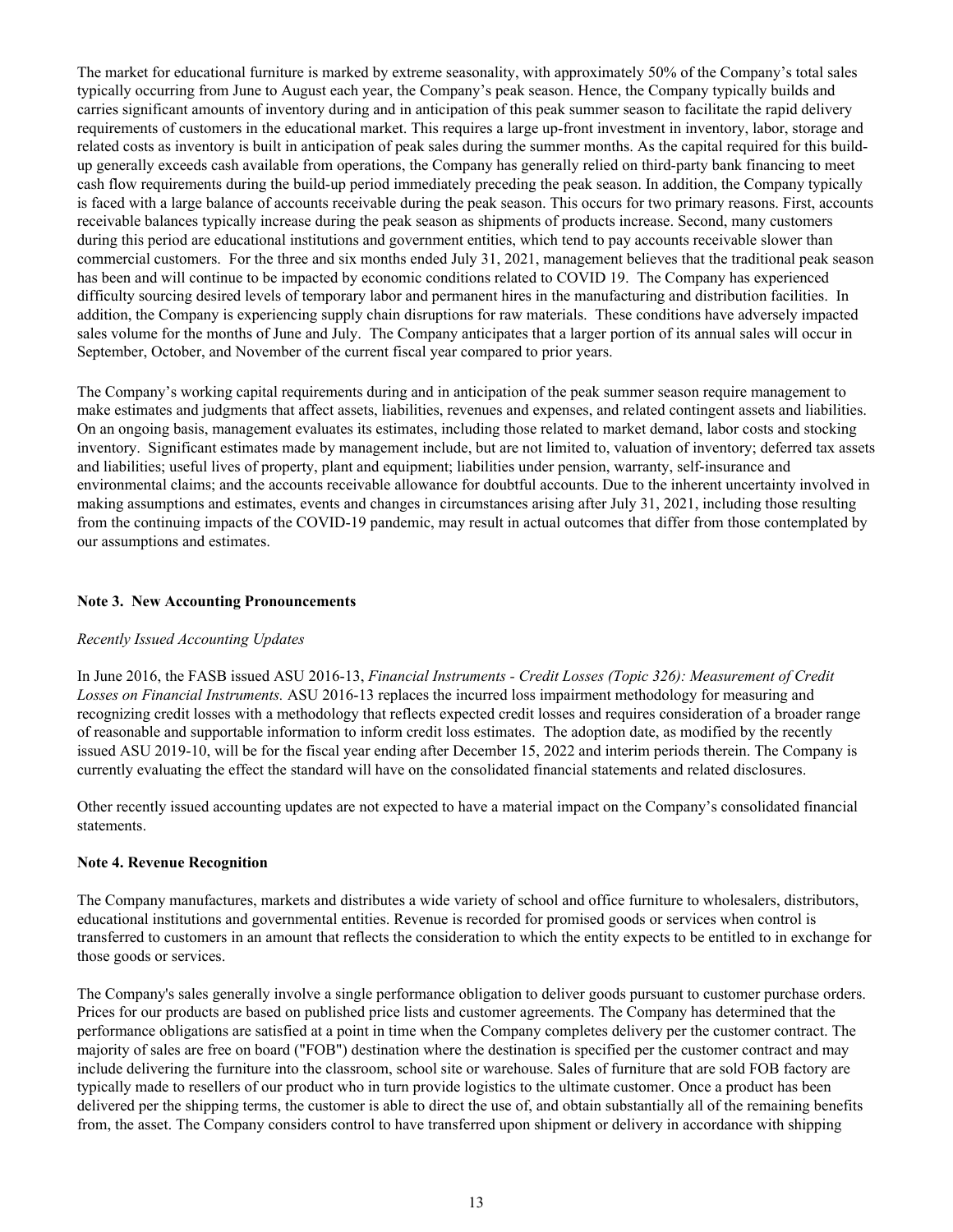The market for educational furniture is marked by extreme seasonality, with approximately 50% of the Company's total sales typically occurring from June to August each year, the Company's peak season. Hence, the Company typically builds and carries significant amounts of inventory during and in anticipation of this peak summer season to facilitate the rapid delivery requirements of customers in the educational market. This requires a large up-front investment in inventory, labor, storage and related costs as inventory is built in anticipation of peak sales during the summer months. As the capital required for this build-up generally exceeds cash available from operations, the Company has generally relied on third-party bank financing to meet cash flow requirements during the build-up period immediately preceding the peak season. In addition, the Company typically is faced with a large balance of accounts receivable during the peak season. This occurs for two primary reasons. First, accounts receivable balances typically increase during the peak season as shipments of products increase. Second, many customers during this period are educational institutions and government entities, which tend to pay accounts receivable slower than commercial customers. For the three and six months ended July 31, 2021, management believes that the traditional peak season has been and will continue to be impacted by economic conditions related to COVID 19. The Company has experienced difficulty sourcing desired levels of temporary labor and permanent hires in the manufacturing and distribution facilities. In addition, the Company is experiencing supply chain disruptions for raw materials. These conditions have adversely impacted sales volume for the months of June and July. The Company anticipates that a larger portion of its annual sales will occur in September, October, and November of the current fiscal year compared to prior years.

The Company's working capital requirements during and in anticipation of the peak summer season require management to make estimates and judgments that affect assets, liabilities, revenues and expenses, and related contingent assets and liabilities. On an ongoing basis, management evaluates its estimates, including those related to market demand, labor costs and stocking inventory. Significant estimates made by management include, but are not limited to, valuation of inventory; deferred tax assets and liabilities; useful lives of property, plant and equipment; liabilities under pension, warranty, self-insurance and environmental claims; and the accounts receivable allowance for doubtful accounts. Due to the inherent uncertainty involved in making assumptions and estimates, events and changes in circumstances arising after July 31, 2021, including those resulting from the continuing impacts of the COVID-19 pandemic, may result in actual outcomes that differ from those contemplated by our assumptions and estimates.

### Note 3. New Accounting Pronouncements

*Recently Issued Accounting Updates*

In June 2016, the FASB issued ASU 2016-13, *Financial Instruments - Credit Losses (Topic 326): Measurement of Credit Losses on Financial Instruments.* ASU 2016-13 replaces the incurred loss impairment methodology for measuring and recognizing credit losses with a methodology that reflects expected credit losses and requires consideration of a broader range of reasonable and supportable information to inform credit loss estimates. The adoption date, as modified by the recently issued ASU 2019-10, will be for the fiscal year ending after December 15, 2022 and interim periods therein. The Company is currently evaluating the effect the standard will have on the consolidated financial statements and related disclosures.

Other recently issued accounting updates are not expected to have a material impact on the Company's consolidated financial statements.

### Note 4. Revenue Recognition

The Company manufactures, markets and distributes a wide variety of school and office furniture to wholesalers, distributors, educational institutions and governmental entities. Revenue is recorded for promised goods or services when control is transferred to customers in an amount that reflects the consideration to which the entity expects to be entitled to in exchange for those goods or services.

The Company's sales generally involve a single performance obligation to deliver goods pursuant to customer purchase orders. Prices for our products are based on published price lists and customer agreements. The Company has determined that the performance obligations are satisfied at a point in time when the Company completes delivery per the customer contract. The majority of sales are free on board ("FOB") destination where the destination is specified per the customer contract and may include delivering the furniture into the classroom, school site or warehouse. Sales of furniture that are sold FOB factory are typically made to resellers of our product who in turn provide logistics to the ultimate customer. Once a product has been delivered per the shipping terms, the customer is able to direct the use of, and obtain substantially all of the remaining benefits from, the asset. The Company considers control to have transferred upon shipment or delivery in accordance with shipping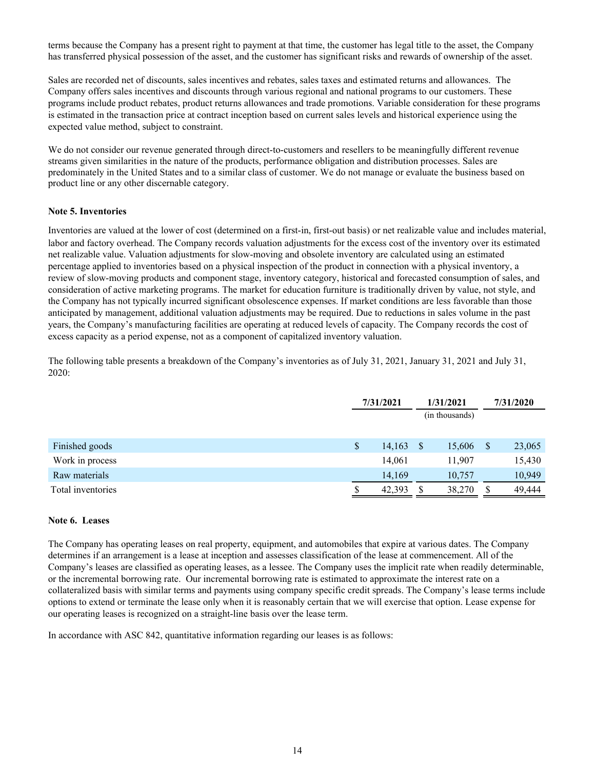terms because the Company has a present right to payment at that time, the customer has legal title to the asset, the Company has transferred physical possession of the asset, and the customer has significant risks and rewards of ownership of the asset.

Sales are recorded net of discounts, sales incentives and rebates, sales taxes and estimated returns and allowances. The Company offers sales incentives and discounts through various regional and national programs to our customers. These programs include product rebates, product returns allowances and trade promotions. Variable consideration for these programs is estimated in the transaction price at contract inception based on current sales levels and historical experience using the expected value method, subject to constraint.

We do not consider our revenue generated through direct-to-customers and resellers to be meaningfully different revenue streams given similarities in the nature of the products, performance obligation and distribution processes. Sales are predominately in the United States and to a similar class of customer. We do not manage or evaluate the business based on product line or any other discernable category.

**Note 5. Inventories**

Inventories are valued at the lower of cost (determined on a first-in, first-out basis) or net realizable value and includes material, labor and factory overhead. The Company records valuation adjustments for the excess cost of the inventory over its estimated net realizable value. Valuation adjustments for slow-moving and obsolete inventory are calculated using an estimated percentage applied to inventories based on a physical inspection of the product in connection with a physical inventory, a review of slow-moving products and component stage, inventory category, historical and forecasted consumption of sales, and consideration of active marketing programs. The market for education furniture is traditionally driven by value, not style, and the Company has not typically incurred significant obsolescence expenses. If market conditions are less favorable than those anticipated by management, additional valuation adjustments may be required. Due to reductions in sales volume in the past years, the Company's manufacturing facilities are operating at reduced levels of capacity. The Company records the cost of excess capacity as a period expense, not as a component of capitalized inventory valuation.

The following table presents a breakdown of the Company's inventories as of July 31, 2021, January 31, 2021 and July 31, 2020:

| | 7/31/2021 | 1/31/2021 | 7/31/2020 |
|---|---|---|---|
| | | (in thousands) | |
| Finished goods | $ 14,163 | $ 15,606 | $ 23,065 |
| Work in process | 14,061 | 11,907 | 15,430 |
| Raw materials | 14,169 | 10,757 | 10,949 |
| Total inventories | $ 42,393 | $ 38,270 | $ 49,444 |

**Note 6. Leases**

The Company has operating leases on real property, equipment, and automobiles that expire at various dates. The Company determines if an arrangement is a lease at inception and assesses classification of the lease at commencement. All of the Company's leases are classified as operating leases, as a lessee. The Company uses the implicit rate when readily determinable, or the incremental borrowing rate. Our incremental borrowing rate is estimated to approximate the interest rate on a collateralized basis with similar terms and payments using company specific credit spreads. The Company's lease terms include options to extend or terminate the lease only when it is reasonably certain that we will exercise that option. Lease expense for our operating leases is recognized on a straight-line basis over the lease term.

In accordance with ASC 842, quantitative information regarding our leases is as follows: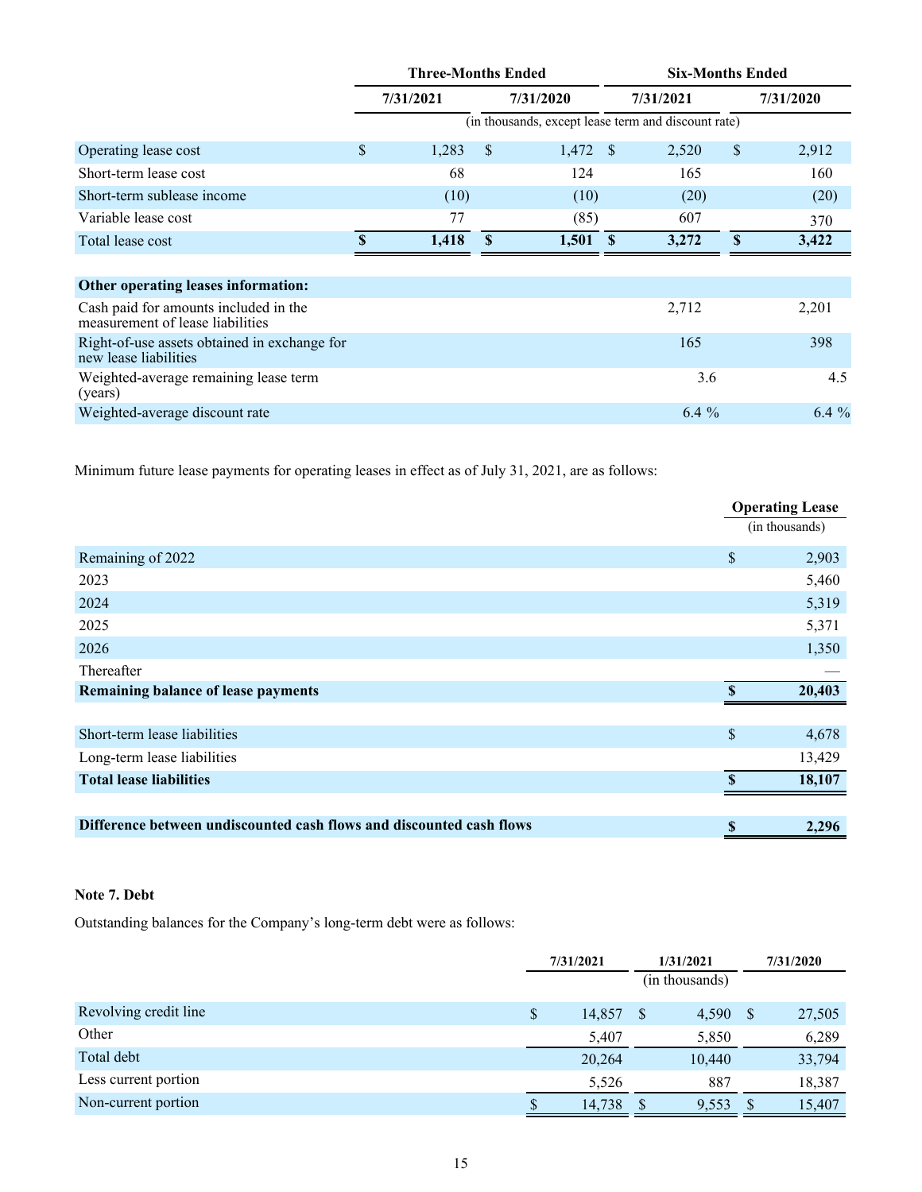| | Three-Months Ended | | Six-Months Ended | |
|---|---|---|---|---|
| | 7/31/2021 | 7/31/2020 | 7/31/2021 | 7/31/2020 |
| | (in thousands, except lease term and discount rate) | | | |
| Operating lease cost | $ 1,283 | $ 1,472 | $ 2,520 | $ 2,912 |
| Short-term lease cost | 68 | 124 | 165 | 160 |
| Short-term sublease income | (10) | (10) | (20) | (20) |
| Variable lease cost | 77 | (85) | 607 | 370 |
| Total lease cost | $ 1,418 | $ 1,501 | $ 3,272 | $ 3,422 |
| **Other operating leases information:** | | | | |
| Cash paid for amounts included in the measurement of lease liabilities | | | 2,712 | 2,201 |
| Right-of-use assets obtained in exchange for new lease liabilities | | | 165 | 398 |
| Weighted-average remaining lease term (years) | | | 3.6 | 4.5 |
| Weighted-average discount rate | | | 6.4 % | 6.4 % |

Minimum future lease payments for operating leases in effect as of July 31, 2021, are as follows:

| | Operating Lease |
|---|---|
| | (in thousands) |
| Remaining of 2022 | $ 2,903 |
| 2023 | 5,460 |
| 2024 | 5,319 |
| 2025 | 5,371 |
| 2026 | 1,350 |
| Thereafter | — |
| **Remaining balance of lease payments** | **$ 20,403** |
| Short-term lease liabilities | $ 4,678 |
| Long-term lease liabilities | 13,429 |
| **Total lease liabilities** | **$ 18,107** |
| **Difference between undiscounted cash flows and discounted cash flows** | **$ 2,296** |

**Note 7. Debt**

Outstanding balances for the Company's long-term debt were as follows:

| | 7/31/2021 | 1/31/2021 | 7/31/2020 |
|---|---|---|---|
| | | (in thousands) | |
| Revolving credit line | $ 14,857 | $ 4,590 | $ 27,505 |
| Other | 5,407 | 5,850 | 6,289 |
| Total debt | 20,264 | 10,440 | 33,794 |
| Less current portion | 5,526 | 887 | 18,387 |
| Non-current portion | $ 14,738 | $ 9,553 | $ 15,407 |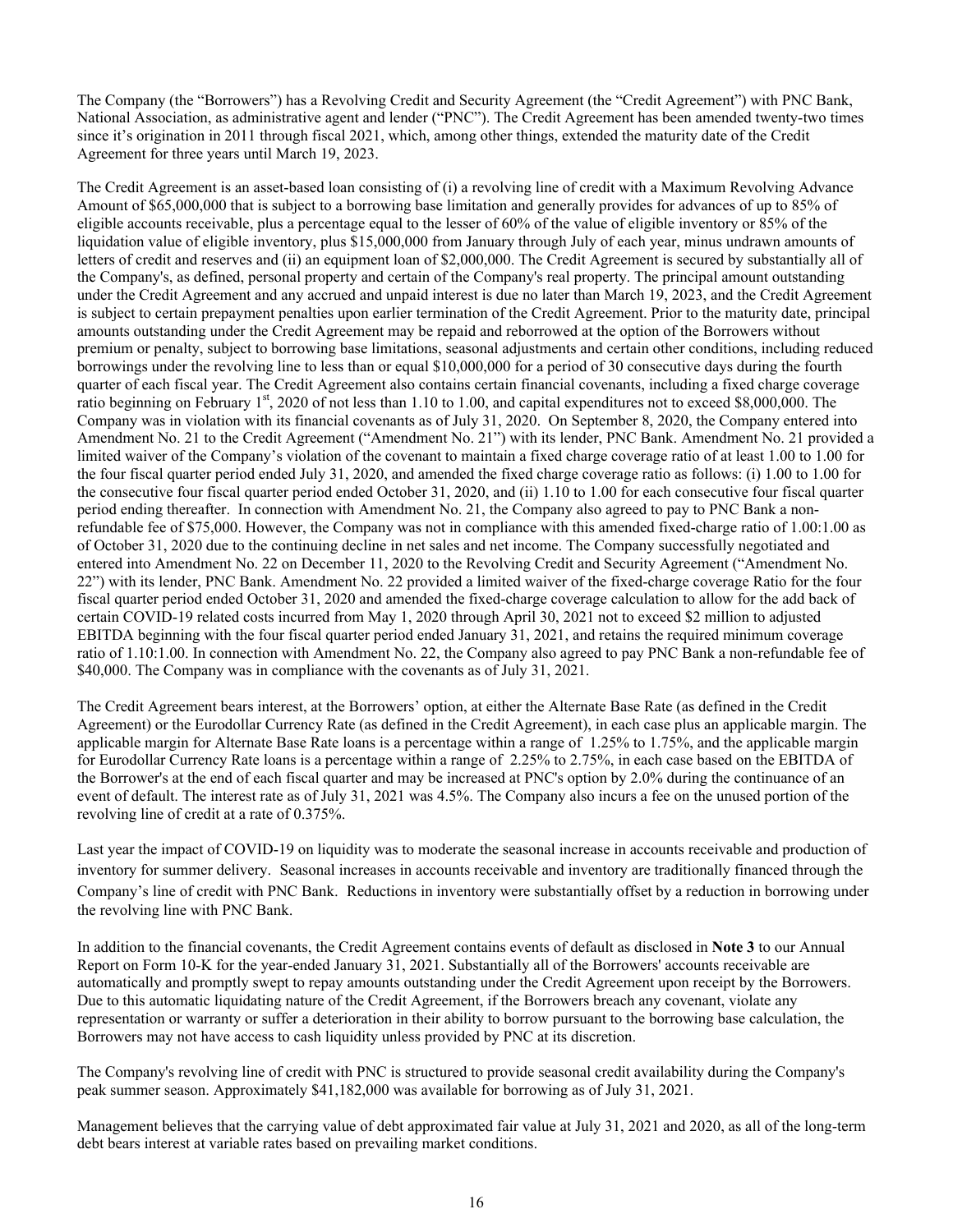The Company (the "Borrowers") has a Revolving Credit and Security Agreement (the "Credit Agreement") with PNC Bank, National Association, as administrative agent and lender ("PNC"). The Credit Agreement has been amended twenty-two times since it's origination in 2011 through fiscal 2021, which, among other things, extended the maturity date of the Credit Agreement for three years until March 19, 2023.

The Credit Agreement is an asset-based loan consisting of (i) a revolving line of credit with a Maximum Revolving Advance Amount of $65,000,000 that is subject to a borrowing base limitation and generally provides for advances of up to 85% of eligible accounts receivable, plus a percentage equal to the lesser of 60% of the value of eligible inventory or 85% of the liquidation value of eligible inventory, plus $15,000,000 from January through July of each year, minus undrawn amounts of letters of credit and reserves and (ii) an equipment loan of $2,000,000. The Credit Agreement is secured by substantially all of the Company's, as defined, personal property and certain of the Company's real property. The principal amount outstanding under the Credit Agreement and any accrued and unpaid interest is due no later than March 19, 2023, and the Credit Agreement is subject to certain prepayment penalties upon earlier termination of the Credit Agreement. Prior to the maturity date, principal amounts outstanding under the Credit Agreement may be repaid and reborrowed at the option of the Borrowers without premium or penalty, subject to borrowing base limitations, seasonal adjustments and certain other conditions, including reduced borrowings under the revolving line to less than or equal $10,000,000 for a period of 30 consecutive days during the fourth quarter of each fiscal year. The Credit Agreement also contains certain financial covenants, including a fixed charge coverage ratio beginning on February 1st, 2020 of not less than 1.10 to 1.00, and capital expenditures not to exceed $8,000,000. The Company was in violation with its financial covenants as of July 31, 2020. On September 8, 2020, the Company entered into Amendment No. 21 to the Credit Agreement ("Amendment No. 21") with its lender, PNC Bank. Amendment No. 21 provided a limited waiver of the Company's violation of the covenant to maintain a fixed charge coverage ratio of at least 1.00 to 1.00 for the four fiscal quarter period ended July 31, 2020, and amended the fixed charge coverage ratio as follows: (i) 1.00 to 1.00 for the consecutive four fiscal quarter period ended October 31, 2020, and (ii) 1.10 to 1.00 for each consecutive four fiscal quarter period ending thereafter. In connection with Amendment No. 21, the Company also agreed to pay to PNC Bank a non-refundable fee of $75,000. However, the Company was not in compliance with this amended fixed-charge ratio of 1.00:1.00 as of October 31, 2020 due to the continuing decline in net sales and net income. The Company successfully negotiated and entered into Amendment No. 22 on December 11, 2020 to the Revolving Credit and Security Agreement ("Amendment No. 22") with its lender, PNC Bank. Amendment No. 22 provided a limited waiver of the fixed-charge coverage Ratio for the four fiscal quarter period ended October 31, 2020 and amended the fixed-charge coverage calculation to allow for the add back of certain COVID-19 related costs incurred from May 1, 2020 through April 30, 2021 not to exceed $2 million to adjusted EBITDA beginning with the four fiscal quarter period ended January 31, 2021, and retains the required minimum coverage ratio of 1.10:1.00. In connection with Amendment No. 22, the Company also agreed to pay PNC Bank a non-refundable fee of $40,000. The Company was in compliance with the covenants as of July 31, 2021.

The Credit Agreement bears interest, at the Borrowers' option, at either the Alternate Base Rate (as defined in the Credit Agreement) or the Eurodollar Currency Rate (as defined in the Credit Agreement), in each case plus an applicable margin. The applicable margin for Alternate Base Rate loans is a percentage within a range of 1.25% to 1.75%, and the applicable margin for Eurodollar Currency Rate loans is a percentage within a range of 2.25% to 2.75%, in each case based on the EBITDA of the Borrower's at the end of each fiscal quarter and may be increased at PNC's option by 2.0% during the continuance of an event of default. The interest rate as of July 31, 2021 was 4.5%. The Company also incurs a fee on the unused portion of the revolving line of credit at a rate of 0.375%.

Last year the impact of COVID-19 on liquidity was to moderate the seasonal increase in accounts receivable and production of inventory for summer delivery. Seasonal increases in accounts receivable and inventory are traditionally financed through the Company's line of credit with PNC Bank. Reductions in inventory were substantially offset by a reduction in borrowing under the revolving line with PNC Bank.

In addition to the financial covenants, the Credit Agreement contains events of default as disclosed in **Note 3** to our Annual Report on Form 10-K for the year-ended January 31, 2021. Substantially all of the Borrowers' accounts receivable are automatically and promptly swept to repay amounts outstanding under the Credit Agreement upon receipt by the Borrowers. Due to this automatic liquidating nature of the Credit Agreement, if the Borrowers breach any covenant, violate any representation or warranty or suffer a deterioration in their ability to borrow pursuant to the borrowing base calculation, the Borrowers may not have access to cash liquidity unless provided by PNC at its discretion.

The Company's revolving line of credit with PNC is structured to provide seasonal credit availability during the Company's peak summer season. Approximately $41,182,000 was available for borrowing as of July 31, 2021.

Management believes that the carrying value of debt approximated fair value at July 31, 2021 and 2020, as all of the long-term debt bears interest at variable rates based on prevailing market conditions.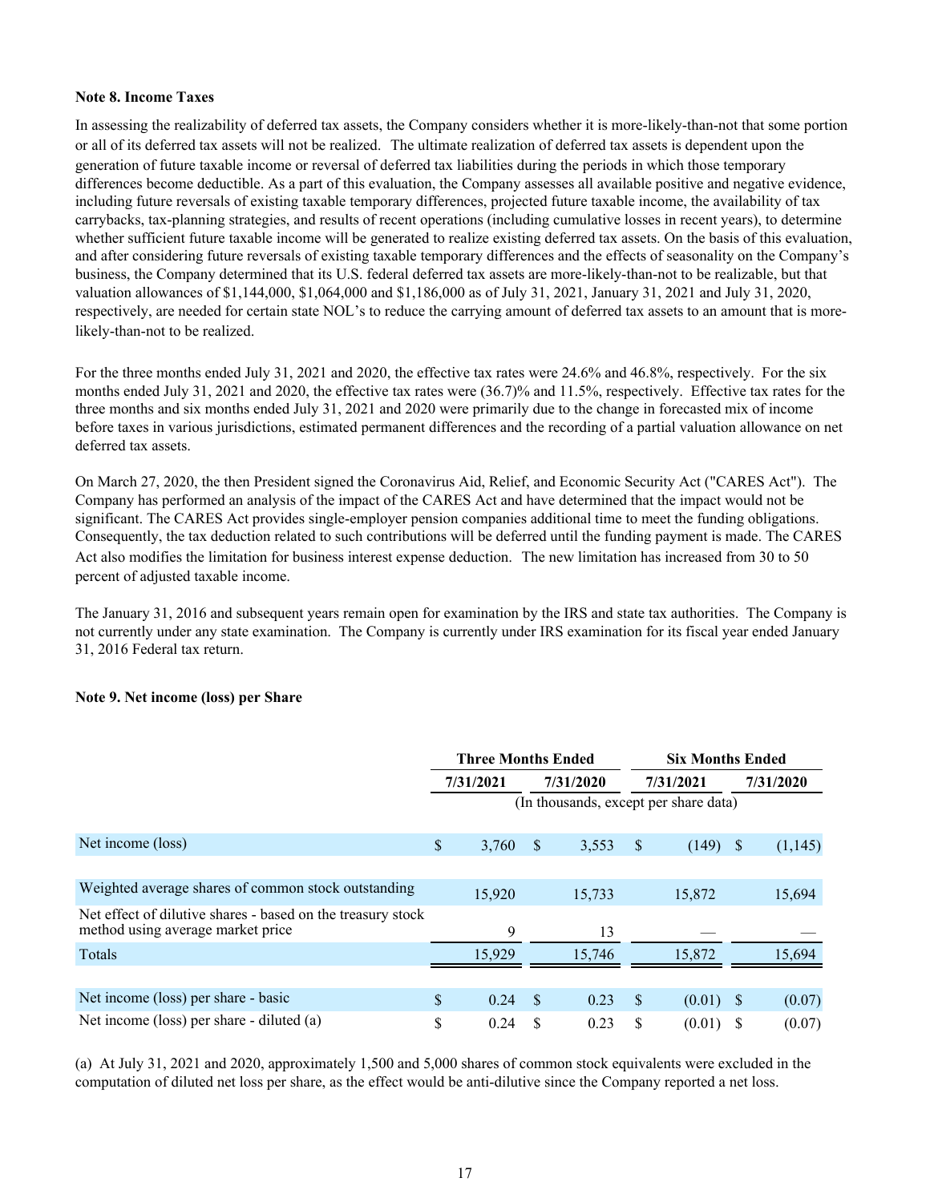**Note 8. Income Taxes**

In assessing the realizability of deferred tax assets, the Company considers whether it is more-likely-than-not that some portion or all of its deferred tax assets will not be realized. The ultimate realization of deferred tax assets is dependent upon the generation of future taxable income or reversal of deferred tax liabilities during the periods in which those temporary differences become deductible. As a part of this evaluation, the Company assesses all available positive and negative evidence, including future reversals of existing taxable temporary differences, projected future taxable income, the availability of tax carrybacks, tax-planning strategies, and results of recent operations (including cumulative losses in recent years), to determine whether sufficient future taxable income will be generated to realize existing deferred tax assets. On the basis of this evaluation, and after considering future reversals of existing taxable temporary differences and the effects of seasonality on the Company's business, the Company determined that its U.S. federal deferred tax assets are more-likely-than-not to be realizable, but that valuation allowances of $1,144,000, $1,064,000 and $1,186,000 as of July 31, 2021, January 31, 2021 and July 31, 2020, respectively, are needed for certain state NOL's to reduce the carrying amount of deferred tax assets to an amount that is more-likely-than-not to be realized.

For the three months ended July 31, 2021 and 2020, the effective tax rates were 24.6% and 46.8%, respectively. For the six months ended July 31, 2021 and 2020, the effective tax rates were (36.7)% and 11.5%, respectively. Effective tax rates for the three months and six months ended July 31, 2021 and 2020 were primarily due to the change in forecasted mix of income before taxes in various jurisdictions, estimated permanent differences and the recording of a partial valuation allowance on net deferred tax assets.

On March 27, 2020, the then President signed the Coronavirus Aid, Relief, and Economic Security Act ("CARES Act"). The Company has performed an analysis of the impact of the CARES Act and have determined that the impact would not be significant. The CARES Act provides single-employer pension companies additional time to meet the funding obligations. Consequently, the tax deduction related to such contributions will be deferred until the funding payment is made. The CARES Act also modifies the limitation for business interest expense deduction. The new limitation has increased from 30 to 50 percent of adjusted taxable income.

The January 31, 2016 and subsequent years remain open for examination by the IRS and state tax authorities. The Company is not currently under any state examination. The Company is currently under IRS examination for its fiscal year ended January 31, 2016 Federal tax return.

**Note 9. Net income (loss) per Share**

| | Three Months Ended | | Six Months Ended | |
|---|---|---|---|---|
| | 7/31/2021 | 7/31/2020 | 7/31/2021 | 7/31/2020 |
| | (In thousands, except per share data) | | | |
| Net income (loss) | $ 3,760 | $ 3,553 | $ (149) | $ (1,145) |
| Weighted average shares of common stock outstanding | 15,920 | 15,733 | 15,872 | 15,694 |
| Net effect of dilutive shares - based on the treasury stock method using average market price | 9 | 13 | — | — |
| Totals | 15,929 | 15,746 | 15,872 | 15,694 |
| Net income (loss) per share - basic | $ 0.24 | $ 0.23 | $ (0.01) | $ (0.07) |
| Net income (loss) per share - diluted (a) | $ 0.24 | $ 0.23 | $ (0.01) | $ (0.07) |

(a) At July 31, 2021 and 2020, approximately 1,500 and 5,000 shares of common stock equivalents were excluded in the computation of diluted net loss per share, as the effect would be anti-dilutive since the Company reported a net loss.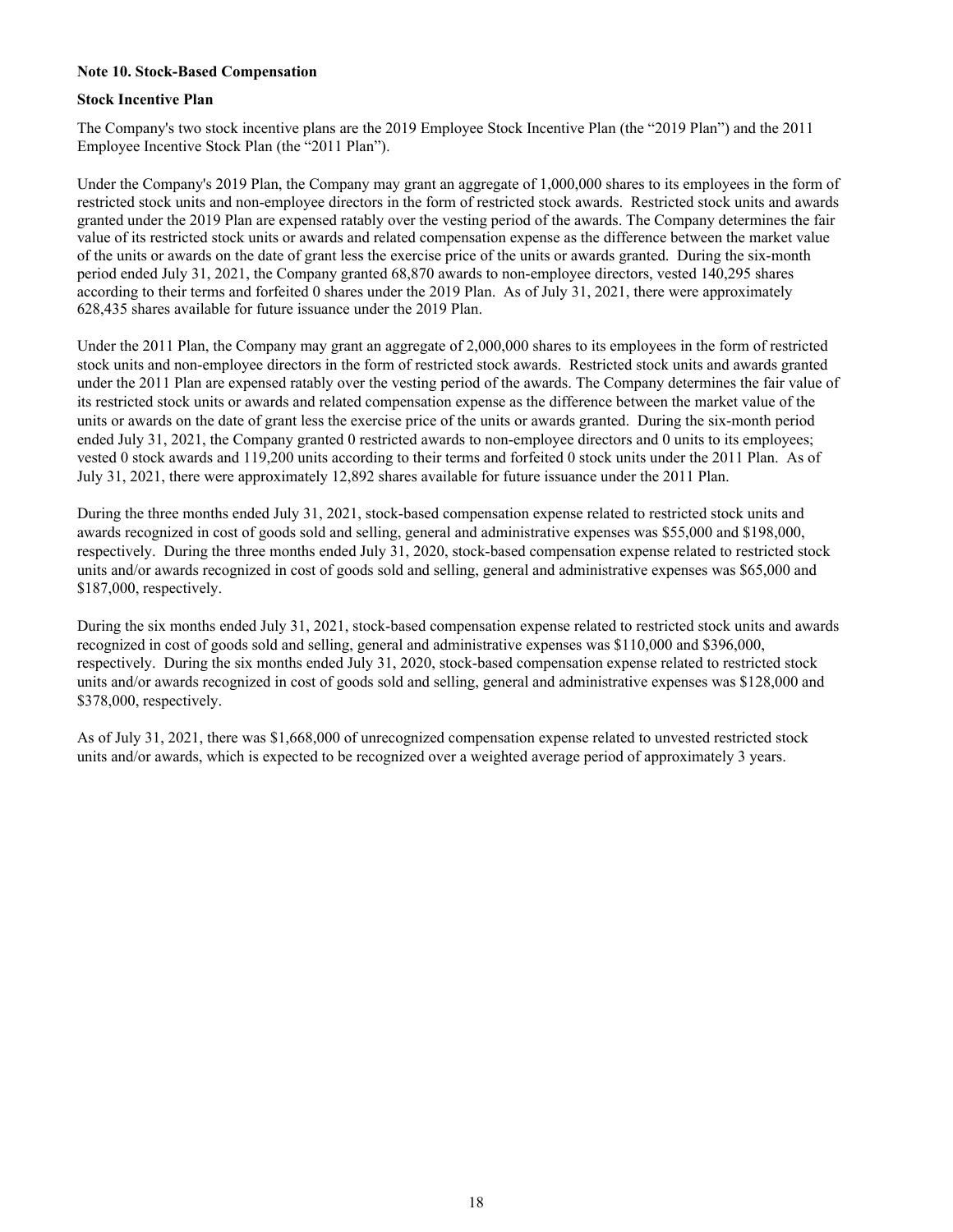**Note 10. Stock-Based Compensation**

**Stock Incentive Plan**

The Company's two stock incentive plans are the 2019 Employee Stock Incentive Plan (the "2019 Plan") and the 2011 Employee Incentive Stock Plan (the "2011 Plan").

Under the Company's 2019 Plan, the Company may grant an aggregate of 1,000,000 shares to its employees in the form of restricted stock units and non-employee directors in the form of restricted stock awards. Restricted stock units and awards granted under the 2019 Plan are expensed ratably over the vesting period of the awards. The Company determines the fair value of its restricted stock units or awards and related compensation expense as the difference between the market value of the units or awards on the date of grant less the exercise price of the units or awards granted. During the six-month period ended July 31, 2021, the Company granted 68,870 awards to non-employee directors, vested 140,295 shares according to their terms and forfeited 0 shares under the 2019 Plan. As of July 31, 2021, there were approximately 628,435 shares available for future issuance under the 2019 Plan.

Under the 2011 Plan, the Company may grant an aggregate of 2,000,000 shares to its employees in the form of restricted stock units and non-employee directors in the form of restricted stock awards. Restricted stock units and awards granted under the 2011 Plan are expensed ratably over the vesting period of the awards. The Company determines the fair value of its restricted stock units or awards and related compensation expense as the difference between the market value of the units or awards on the date of grant less the exercise price of the units or awards granted. During the six-month period ended July 31, 2021, the Company granted 0 restricted awards to non-employee directors and 0 units to its employees; vested 0 stock awards and 119,200 units according to their terms and forfeited 0 stock units under the 2011 Plan. As of July 31, 2021, there were approximately 12,892 shares available for future issuance under the 2011 Plan.

During the three months ended July 31, 2021, stock-based compensation expense related to restricted stock units and awards recognized in cost of goods sold and selling, general and administrative expenses was $55,000 and $198,000, respectively. During the three months ended July 31, 2020, stock-based compensation expense related to restricted stock units and/or awards recognized in cost of goods sold and selling, general and administrative expenses was $65,000 and $187,000, respectively.

During the six months ended July 31, 2021, stock-based compensation expense related to restricted stock units and awards recognized in cost of goods sold and selling, general and administrative expenses was $110,000 and $396,000, respectively. During the six months ended July 31, 2020, stock-based compensation expense related to restricted stock units and/or awards recognized in cost of goods sold and selling, general and administrative expenses was $128,000 and $378,000, respectively.

As of July 31, 2021, there was $1,668,000 of unrecognized compensation expense related to unvested restricted stock units and/or awards, which is expected to be recognized over a weighted average period of approximately 3 years.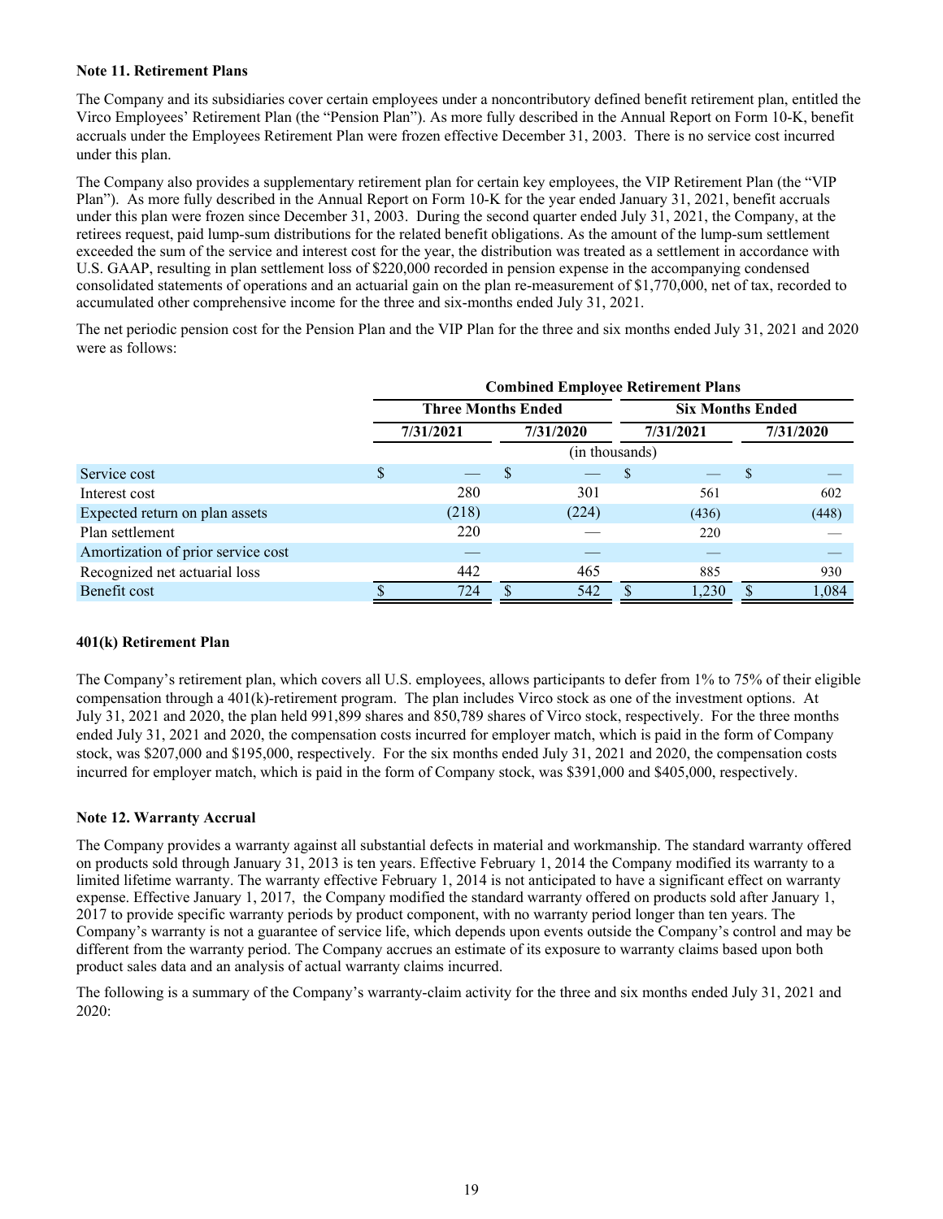**Note 11. Retirement Plans**

The Company and its subsidiaries cover certain employees under a noncontributory defined benefit retirement plan, entitled the Virco Employees' Retirement Plan (the "Pension Plan"). As more fully described in the Annual Report on Form 10-K, benefit accruals under the Employees Retirement Plan were frozen effective December 31, 2003. There is no service cost incurred under this plan.

The Company also provides a supplementary retirement plan for certain key employees, the VIP Retirement Plan (the "VIP Plan"). As more fully described in the Annual Report on Form 10-K for the year ended January 31, 2021, benefit accruals under this plan were frozen since December 31, 2003. During the second quarter ended July 31, 2021, the Company, at the retirees request, paid lump-sum distributions for the related benefit obligations. As the amount of the lump-sum settlement exceeded the sum of the service and interest cost for the year, the distribution was treated as a settlement in accordance with U.S. GAAP, resulting in plan settlement loss of $220,000 recorded in pension expense in the accompanying condensed consolidated statements of operations and an actuarial gain on the plan re-measurement of $1,770,000, net of tax, recorded to accumulated other comprehensive income for the three and six-months ended July 31, 2021.

The net periodic pension cost for the Pension Plan and the VIP Plan for the three and six months ended July 31, 2021 and 2020 were as follows:

| | Combined Employee Retirement Plans | | | |
|---|---|---|---|---|
| | Three Months Ended | | Six Months Ended | |
| | 7/31/2021 | 7/31/2020 | 7/31/2021 | 7/31/2020 |
| | (in thousands) | | | |
| Service cost | $ — | $ — | $ — | $ — |
| Interest cost | 280 | 301 | 561 | 602 |
| Expected return on plan assets | (218) | (224) | (436) | (448) |
| Plan settlement | 220 | — | 220 | — |
| Amortization of prior service cost | — | — | — | — |
| Recognized net actuarial loss | 442 | 465 | 885 | 930 |
| Benefit cost | $ 724 | $ 542 | $ 1,230 | $ 1,084 |

**401(k) Retirement Plan**

The Company's retirement plan, which covers all U.S. employees, allows participants to defer from 1% to 75% of their eligible compensation through a 401(k)-retirement program. The plan includes Virco stock as one of the investment options. At July 31, 2021 and 2020, the plan held 991,899 shares and 850,789 shares of Virco stock, respectively. For the three months ended July 31, 2021 and 2020, the compensation costs incurred for employer match, which is paid in the form of Company stock, was $207,000 and $195,000, respectively. For the six months ended July 31, 2021 and 2020, the compensation costs incurred for employer match, which is paid in the form of Company stock, was $391,000 and $405,000, respectively.

**Note 12. Warranty Accrual**

The Company provides a warranty against all substantial defects in material and workmanship. The standard warranty offered on products sold through January 31, 2013 is ten years. Effective February 1, 2014 the Company modified its warranty to a limited lifetime warranty. The warranty effective February 1, 2014 is not anticipated to have a significant effect on warranty expense. Effective January 1, 2017, the Company modified the standard warranty offered on products sold after January 1, 2017 to provide specific warranty periods by product component, with no warranty period longer than ten years. The Company's warranty is not a guarantee of service life, which depends upon events outside the Company's control and may be different from the warranty period. The Company accrues an estimate of its exposure to warranty claims based upon both product sales data and an analysis of actual warranty claims incurred.

The following is a summary of the Company's warranty-claim activity for the three and six months ended July 31, 2021 and 2020: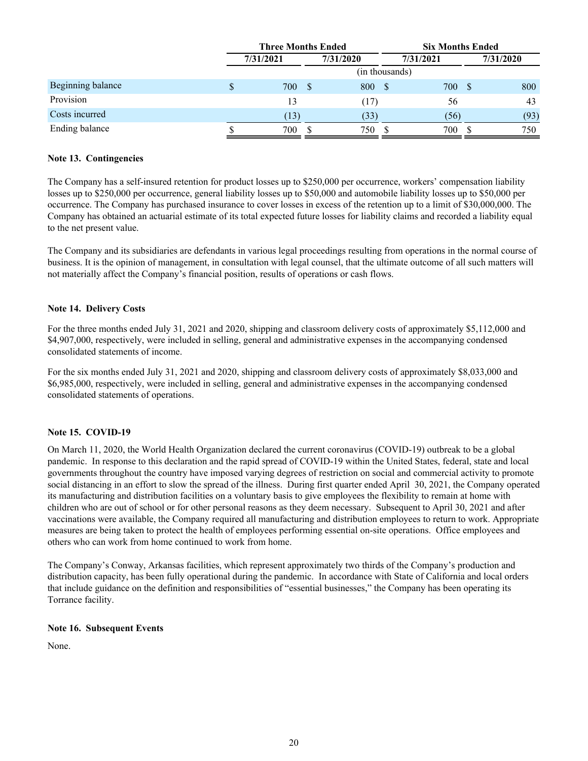| | Three Months Ended | | Six Months Ended | |
|---|---|---|---|---|
| | 7/31/2021 | 7/31/2020 | 7/31/2021 | 7/31/2020 |
| | (in thousands) | | | |
| Beginning balance | $ 700 | $ 800 | $ 700 | $ 800 |
| Provision | 13 | (17) | 56 | 43 |
| Costs incurred | (13) | (33) | (56) | (93) |
| Ending balance | $ 700 | $ 750 | $ 700 | $ 750 |

**Note 13. Contingencies**

The Company has a self-insured retention for product losses up to $250,000 per occurrence, workers' compensation liability losses up to $250,000 per occurrence, general liability losses up to $50,000 and automobile liability losses up to $50,000 per occurrence. The Company has purchased insurance to cover losses in excess of the retention up to a limit of $30,000,000. The Company has obtained an actuarial estimate of its total expected future losses for liability claims and recorded a liability equal to the net present value.

The Company and its subsidiaries are defendants in various legal proceedings resulting from operations in the normal course of business. It is the opinion of management, in consultation with legal counsel, that the ultimate outcome of all such matters will not materially affect the Company's financial position, results of operations or cash flows.

**Note 14. Delivery Costs**

For the three months ended July 31, 2021 and 2020, shipping and classroom delivery costs of approximately $5,112,000 and $4,907,000, respectively, were included in selling, general and administrative expenses in the accompanying condensed consolidated statements of income.

For the six months ended July 31, 2021 and 2020, shipping and classroom delivery costs of approximately $8,033,000 and $6,985,000, respectively, were included in selling, general and administrative expenses in the accompanying condensed consolidated statements of operations.

**Note 15. COVID-19**

On March 11, 2020, the World Health Organization declared the current coronavirus (COVID-19) outbreak to be a global pandemic. In response to this declaration and the rapid spread of COVID-19 within the United States, federal, state and local governments throughout the country have imposed varying degrees of restriction on social and commercial activity to promote social distancing in an effort to slow the spread of the illness. During first quarter ended April 30, 2021, the Company operated its manufacturing and distribution facilities on a voluntary basis to give employees the flexibility to remain at home with children who are out of school or for other personal reasons as they deem necessary. Subsequent to April 30, 2021 and after vaccinations were available, the Company required all manufacturing and distribution employees to return to work. Appropriate measures are being taken to protect the health of employees performing essential on-site operations. Office employees and others who can work from home continued to work from home.

The Company's Conway, Arkansas facilities, which represent approximately two thirds of the Company's production and distribution capacity, has been fully operational during the pandemic. In accordance with State of California and local orders that include guidance on the definition and responsibilities of "essential businesses," the Company has been operating its Torrance facility.

**Note 16. Subsequent Events**

None.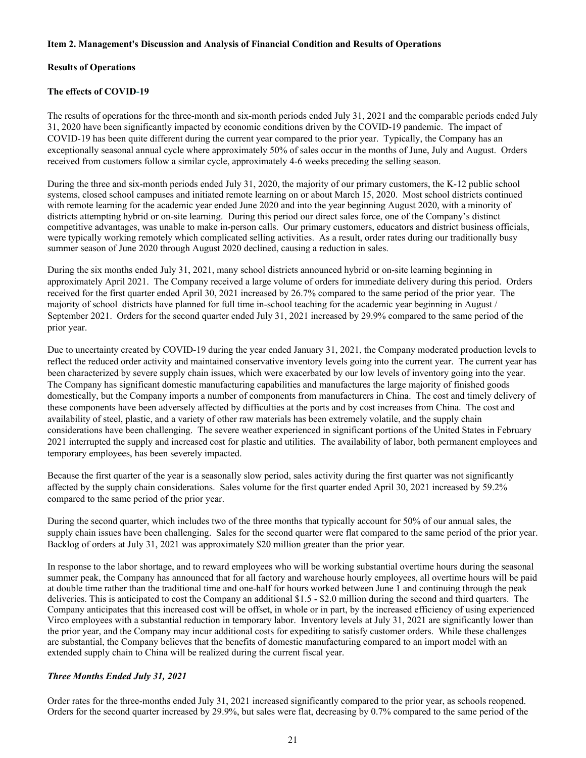**Item 2. Management's Discussion and Analysis of Financial Condition and Results of Operations**

**Results of Operations**

**The effects of COVID-19**

The results of operations for the three-month and six-month periods ended July 31, 2021 and the comparable periods ended July 31, 2020 have been significantly impacted by economic conditions driven by the COVID-19 pandemic. The impact of COVID-19 has been quite different during the current year compared to the prior year. Typically, the Company has an exceptionally seasonal annual cycle where approximately 50% of sales occur in the months of June, July and August. Orders received from customers follow a similar cycle, approximately 4-6 weeks preceding the selling season.

During the three and six-month periods ended July 31, 2020, the majority of our primary customers, the K-12 public school systems, closed school campuses and initiated remote learning on or about March 15, 2020. Most school districts continued with remote learning for the academic year ended June 2020 and into the year beginning August 2020, with a minority of districts attempting hybrid or on-site learning. During this period our direct sales force, one of the Company's distinct competitive advantages, was unable to make in-person calls. Our primary customers, educators and district business officials, were typically working remotely which complicated selling activities. As a result, order rates during our traditionally busy summer season of June 2020 through August 2020 declined, causing a reduction in sales.

During the six months ended July 31, 2021, many school districts announced hybrid or on-site learning beginning in approximately April 2021. The Company received a large volume of orders for immediate delivery during this period. Orders received for the first quarter ended April 30, 2021 increased by 26.7% compared to the same period of the prior year. The majority of school districts have planned for full time in-school teaching for the academic year beginning in August / September 2021. Orders for the second quarter ended July 31, 2021 increased by 29.9% compared to the same period of the prior year.

Due to uncertainty created by COVID-19 during the year ended January 31, 2021, the Company moderated production levels to reflect the reduced order activity and maintained conservative inventory levels going into the current year. The current year has been characterized by severe supply chain issues, which were exacerbated by our low levels of inventory going into the year. The Company has significant domestic manufacturing capabilities and manufactures the large majority of finished goods domestically, but the Company imports a number of components from manufacturers in China. The cost and timely delivery of these components have been adversely affected by difficulties at the ports and by cost increases from China. The cost and availability of steel, plastic, and a variety of other raw materials has been extremely volatile, and the supply chain considerations have been challenging. The severe weather experienced in significant portions of the United States in February 2021 interrupted the supply and increased cost for plastic and utilities. The availability of labor, both permanent employees and temporary employees, has been severely impacted.

Because the first quarter of the year is a seasonally slow period, sales activity during the first quarter was not significantly affected by the supply chain considerations. Sales volume for the first quarter ended April 30, 2021 increased by 59.2% compared to the same period of the prior year.

During the second quarter, which includes two of the three months that typically account for 50% of our annual sales, the supply chain issues have been challenging. Sales for the second quarter were flat compared to the same period of the prior year. Backlog of orders at July 31, 2021 was approximately $20 million greater than the prior year.

In response to the labor shortage, and to reward employees who will be working substantial overtime hours during the seasonal summer peak, the Company has announced that for all factory and warehouse hourly employees, all overtime hours will be paid at double time rather than the traditional time and one-half for hours worked between June 1 and continuing through the peak deliveries. This is anticipated to cost the Company an additional $1.5 - $2.0 million during the second and third quarters. The Company anticipates that this increased cost will be offset, in whole or in part, by the increased efficiency of using experienced Virco employees with a substantial reduction in temporary labor. Inventory levels at July 31, 2021 are significantly lower than the prior year, and the Company may incur additional costs for expediting to satisfy customer orders. While these challenges are substantial, the Company believes that the benefits of domestic manufacturing compared to an import model with an extended supply chain to China will be realized during the current fiscal year.

***Three Months Ended July 31, 2021***

Order rates for the three-months ended July 31, 2021 increased significantly compared to the prior year, as schools reopened. Orders for the second quarter increased by 29.9%, but sales were flat, decreasing by 0.7% compared to the same period of the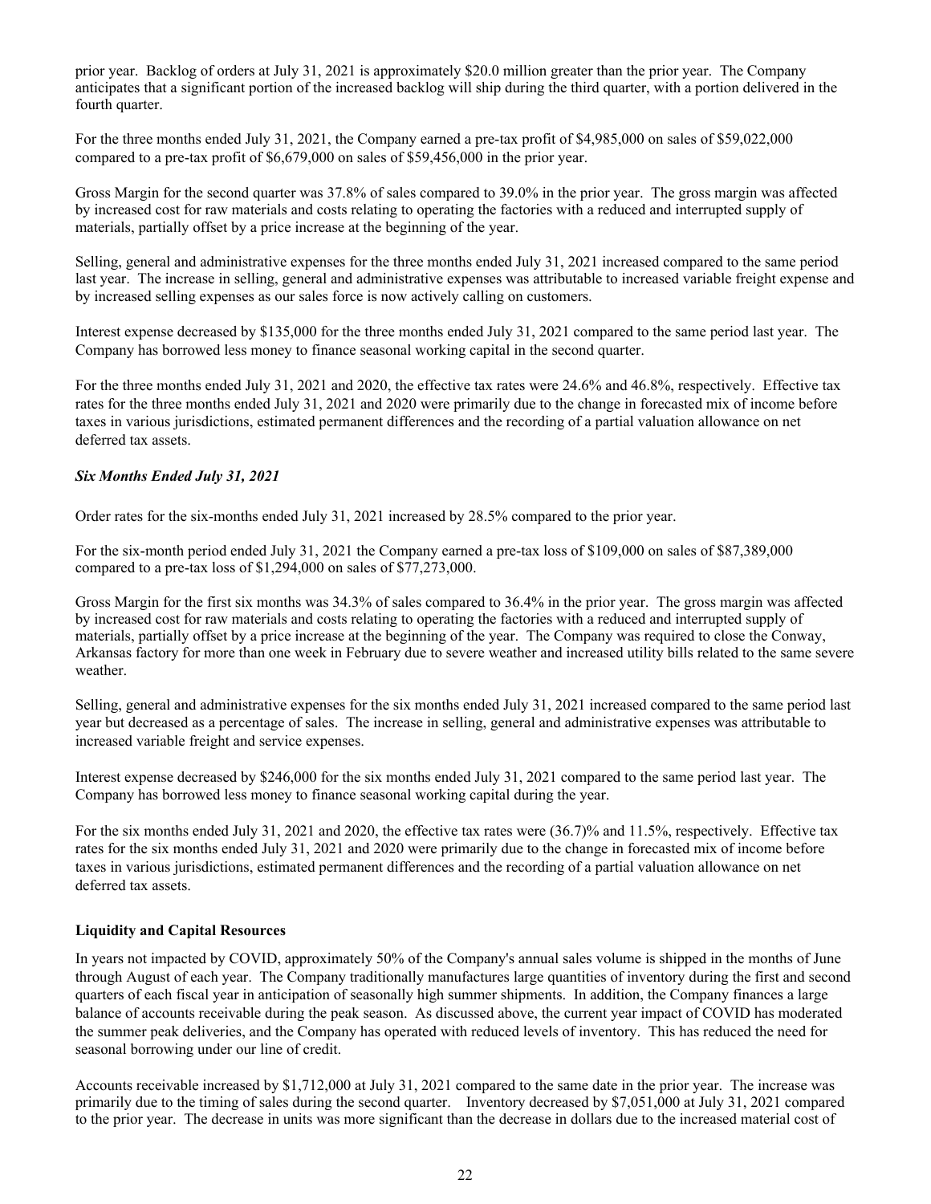prior year. Backlog of orders at July 31, 2021 is approximately $20.0 million greater than the prior year. The Company anticipates that a significant portion of the increased backlog will ship during the third quarter, with a portion delivered in the fourth quarter.

For the three months ended July 31, 2021, the Company earned a pre-tax profit of $4,985,000 on sales of $59,022,000 compared to a pre-tax profit of $6,679,000 on sales of $59,456,000 in the prior year.

Gross Margin for the second quarter was 37.8% of sales compared to 39.0% in the prior year. The gross margin was affected by increased cost for raw materials and costs relating to operating the factories with a reduced and interrupted supply of materials, partially offset by a price increase at the beginning of the year.

Selling, general and administrative expenses for the three months ended July 31, 2021 increased compared to the same period last year. The increase in selling, general and administrative expenses was attributable to increased variable freight expense and by increased selling expenses as our sales force is now actively calling on customers.

Interest expense decreased by $135,000 for the three months ended July 31, 2021 compared to the same period last year. The Company has borrowed less money to finance seasonal working capital in the second quarter.

For the three months ended July 31, 2021 and 2020, the effective tax rates were 24.6% and 46.8%, respectively. Effective tax rates for the three months ended July 31, 2021 and 2020 were primarily due to the change in forecasted mix of income before taxes in various jurisdictions, estimated permanent differences and the recording of a partial valuation allowance on net deferred tax assets.

***Six Months Ended July 31, 2021***

Order rates for the six-months ended July 31, 2021 increased by 28.5% compared to the prior year.

For the six-month period ended July 31, 2021 the Company earned a pre-tax loss of $109,000 on sales of $87,389,000 compared to a pre-tax loss of $1,294,000 on sales of $77,273,000.

Gross Margin for the first six months was 34.3% of sales compared to 36.4% in the prior year. The gross margin was affected by increased cost for raw materials and costs relating to operating the factories with a reduced and interrupted supply of materials, partially offset by a price increase at the beginning of the year. The Company was required to close the Conway, Arkansas factory for more than one week in February due to severe weather and increased utility bills related to the same severe weather.

Selling, general and administrative expenses for the six months ended July 31, 2021 increased compared to the same period last year but decreased as a percentage of sales. The increase in selling, general and administrative expenses was attributable to increased variable freight and service expenses.

Interest expense decreased by $246,000 for the six months ended July 31, 2021 compared to the same period last year. The Company has borrowed less money to finance seasonal working capital during the year.

For the six months ended July 31, 2021 and 2020, the effective tax rates were (36.7)% and 11.5%, respectively. Effective tax rates for the six months ended July 31, 2021 and 2020 were primarily due to the change in forecasted mix of income before taxes in various jurisdictions, estimated permanent differences and the recording of a partial valuation allowance on net deferred tax assets.

**Liquidity and Capital Resources**

In years not impacted by COVID, approximately 50% of the Company's annual sales volume is shipped in the months of June through August of each year. The Company traditionally manufactures large quantities of inventory during the first and second quarters of each fiscal year in anticipation of seasonally high summer shipments. In addition, the Company finances a large balance of accounts receivable during the peak season. As discussed above, the current year impact of COVID has moderated the summer peak deliveries, and the Company has operated with reduced levels of inventory. This has reduced the need for seasonal borrowing under our line of credit.

Accounts receivable increased by $1,712,000 at July 31, 2021 compared to the same date in the prior year. The increase was primarily due to the timing of sales during the second quarter. Inventory decreased by $7,051,000 at July 31, 2021 compared to the prior year. The decrease in units was more significant than the decrease in dollars due to the increased material cost of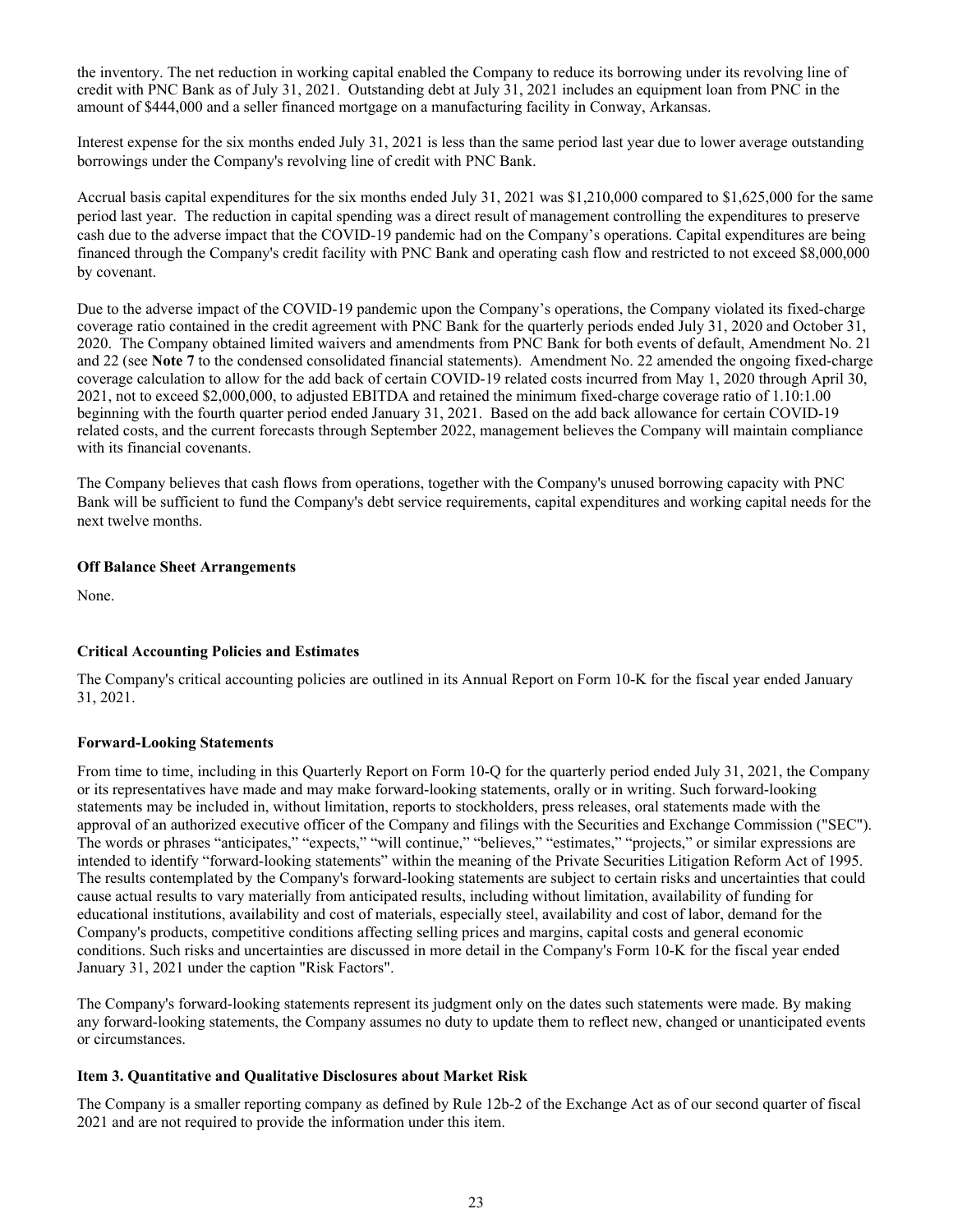the inventory. The net reduction in working capital enabled the Company to reduce its borrowing under its revolving line of credit with PNC Bank as of July 31, 2021. Outstanding debt at July 31, 2021 includes an equipment loan from PNC in the amount of $444,000 and a seller financed mortgage on a manufacturing facility in Conway, Arkansas.

Interest expense for the six months ended July 31, 2021 is less than the same period last year due to lower average outstanding borrowings under the Company's revolving line of credit with PNC Bank.

Accrual basis capital expenditures for the six months ended July 31, 2021 was $1,210,000 compared to $1,625,000 for the same period last year. The reduction in capital spending was a direct result of management controlling the expenditures to preserve cash due to the adverse impact that the COVID-19 pandemic had on the Company's operations. Capital expenditures are being financed through the Company's credit facility with PNC Bank and operating cash flow and restricted to not exceed $8,000,000 by covenant.

Due to the adverse impact of the COVID-19 pandemic upon the Company's operations, the Company violated its fixed-charge coverage ratio contained in the credit agreement with PNC Bank for the quarterly periods ended July 31, 2020 and October 31, 2020. The Company obtained limited waivers and amendments from PNC Bank for both events of default, Amendment No. 21 and 22 (see **Note 7** to the condensed consolidated financial statements). Amendment No. 22 amended the ongoing fixed-charge coverage calculation to allow for the add back of certain COVID-19 related costs incurred from May 1, 2020 through April 30, 2021, not to exceed $2,000,000, to adjusted EBITDA and retained the minimum fixed-charge coverage ratio of 1.10:1.00 beginning with the fourth quarter period ended January 31, 2021. Based on the add back allowance for certain COVID-19 related costs, and the current forecasts through September 2022, management believes the Company will maintain compliance with its financial covenants.

The Company believes that cash flows from operations, together with the Company's unused borrowing capacity with PNC Bank will be sufficient to fund the Company's debt service requirements, capital expenditures and working capital needs for the next twelve months.

**Off Balance Sheet Arrangements**

None.

**Critical Accounting Policies and Estimates**

The Company's critical accounting policies are outlined in its Annual Report on Form 10-K for the fiscal year ended January 31, 2021.

**Forward-Looking Statements**

From time to time, including in this Quarterly Report on Form 10-Q for the quarterly period ended July 31, 2021, the Company or its representatives have made and may make forward-looking statements, orally or in writing. Such forward-looking statements may be included in, without limitation, reports to stockholders, press releases, oral statements made with the approval of an authorized executive officer of the Company and filings with the Securities and Exchange Commission ("SEC"). The words or phrases "anticipates," "expects," "will continue," "believes," "estimates," "projects," or similar expressions are intended to identify "forward-looking statements" within the meaning of the Private Securities Litigation Reform Act of 1995. The results contemplated by the Company's forward-looking statements are subject to certain risks and uncertainties that could cause actual results to vary materially from anticipated results, including without limitation, availability of funding for educational institutions, availability and cost of materials, especially steel, availability and cost of labor, demand for the Company's products, competitive conditions affecting selling prices and margins, capital costs and general economic conditions. Such risks and uncertainties are discussed in more detail in the Company's Form 10-K for the fiscal year ended January 31, 2021 under the caption "Risk Factors".

The Company's forward-looking statements represent its judgment only on the dates such statements were made. By making any forward-looking statements, the Company assumes no duty to update them to reflect new, changed or unanticipated events or circumstances.

**Item 3. Quantitative and Qualitative Disclosures about Market Risk**

The Company is a smaller reporting company as defined by Rule 12b-2 of the Exchange Act as of our second quarter of fiscal 2021 and are not required to provide the information under this item.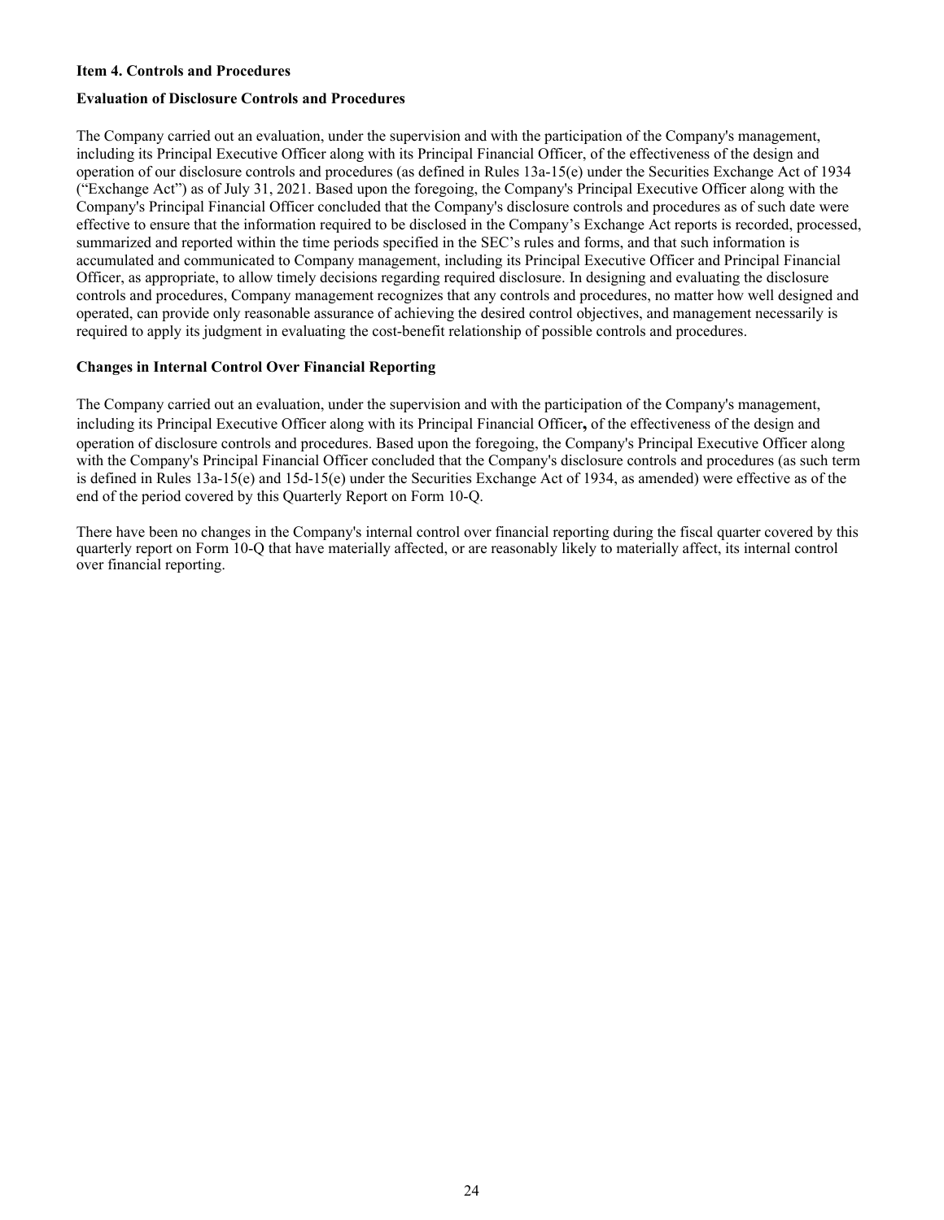**Item 4. Controls and Procedures**

**Evaluation of Disclosure Controls and Procedures**

The Company carried out an evaluation, under the supervision and with the participation of the Company's management, including its Principal Executive Officer along with its Principal Financial Officer, of the effectiveness of the design and operation of our disclosure controls and procedures (as defined in Rules 13a-15(e) under the Securities Exchange Act of 1934 ("Exchange Act") as of July 31, 2021. Based upon the foregoing, the Company's Principal Executive Officer along with the Company's Principal Financial Officer concluded that the Company's disclosure controls and procedures as of such date were effective to ensure that the information required to be disclosed in the Company's Exchange Act reports is recorded, processed, summarized and reported within the time periods specified in the SEC's rules and forms, and that such information is accumulated and communicated to Company management, including its Principal Executive Officer and Principal Financial Officer, as appropriate, to allow timely decisions regarding required disclosure. In designing and evaluating the disclosure controls and procedures, Company management recognizes that any controls and procedures, no matter how well designed and operated, can provide only reasonable assurance of achieving the desired control objectives, and management necessarily is required to apply its judgment in evaluating the cost-benefit relationship of possible controls and procedures.

**Changes in Internal Control Over Financial Reporting**

The Company carried out an evaluation, under the supervision and with the participation of the Company's management, including its Principal Executive Officer along with its Principal Financial Officer**,** of the effectiveness of the design and operation of disclosure controls and procedures. Based upon the foregoing, the Company's Principal Executive Officer along with the Company's Principal Financial Officer concluded that the Company's disclosure controls and procedures (as such term is defined in Rules 13a-15(e) and 15d-15(e) under the Securities Exchange Act of 1934, as amended) were effective as of the end of the period covered by this Quarterly Report on Form 10-Q.

There have been no changes in the Company's internal control over financial reporting during the fiscal quarter covered by this quarterly report on Form 10-Q that have materially affected, or are reasonably likely to materially affect, its internal control over financial reporting.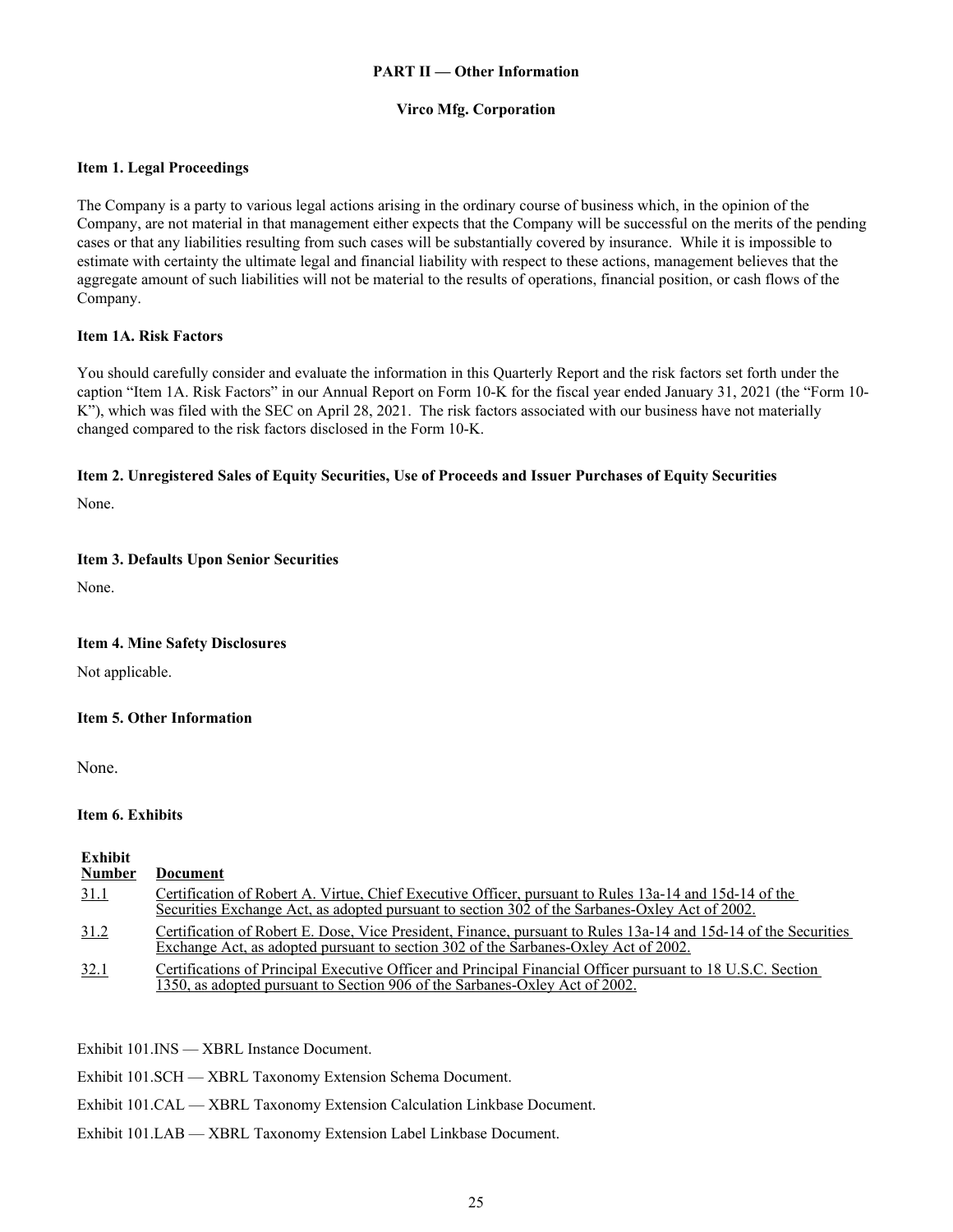## PART II — Other Information

## Virco Mfg. Corporation

### Item 1. Legal Proceedings

The Company is a party to various legal actions arising in the ordinary course of business which, in the opinion of the Company, are not material in that management either expects that the Company will be successful on the merits of the pending cases or that any liabilities resulting from such cases will be substantially covered by insurance. While it is impossible to estimate with certainty the ultimate legal and financial liability with respect to these actions, management believes that the aggregate amount of such liabilities will not be material to the results of operations, financial position, or cash flows of the Company.

### Item 1A. Risk Factors

You should carefully consider and evaluate the information in this Quarterly Report and the risk factors set forth under the caption "Item 1A. Risk Factors" in our Annual Report on Form 10-K for the fiscal year ended January 31, 2021 (the "Form 10-K"), which was filed with the SEC on April 28, 2021. The risk factors associated with our business have not materially changed compared to the risk factors disclosed in the Form 10-K.

### Item 2. Unregistered Sales of Equity Securities, Use of Proceeds and Issuer Purchases of Equity Securities

None.

### Item 3. Defaults Upon Senior Securities

None.

### Item 4. Mine Safety Disclosures

Not applicable.

### Item 5. Other Information

None.

### Item 6. Exhibits

| Exhibit Number | Document |
|---|---|
| 31.1 | Certification of Robert A. Virtue, Chief Executive Officer, pursuant to Rules 13a-14 and 15d-14 of the Securities Exchange Act, as adopted pursuant to section 302 of the Sarbanes-Oxley Act of 2002. |
| 31.2 | Certification of Robert E. Dose, Vice President, Finance, pursuant to Rules 13a-14 and 15d-14 of the Securities Exchange Act, as adopted pursuant to section 302 of the Sarbanes-Oxley Act of 2002. |
| 32.1 | Certifications of Principal Executive Officer and Principal Financial Officer pursuant to 18 U.S.C. Section 1350, as adopted pursuant to Section 906 of the Sarbanes-Oxley Act of 2002. |

Exhibit 101.INS — XBRL Instance Document.

Exhibit 101.SCH — XBRL Taxonomy Extension Schema Document.

Exhibit 101.CAL — XBRL Taxonomy Extension Calculation Linkbase Document.

Exhibit 101.LAB — XBRL Taxonomy Extension Label Linkbase Document.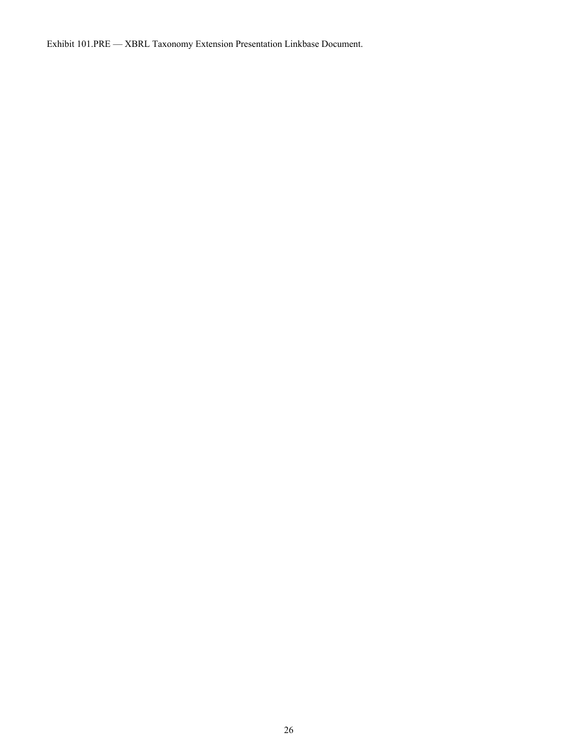Exhibit 101.PRE — XBRL Taxonomy Extension Presentation Linkbase Document.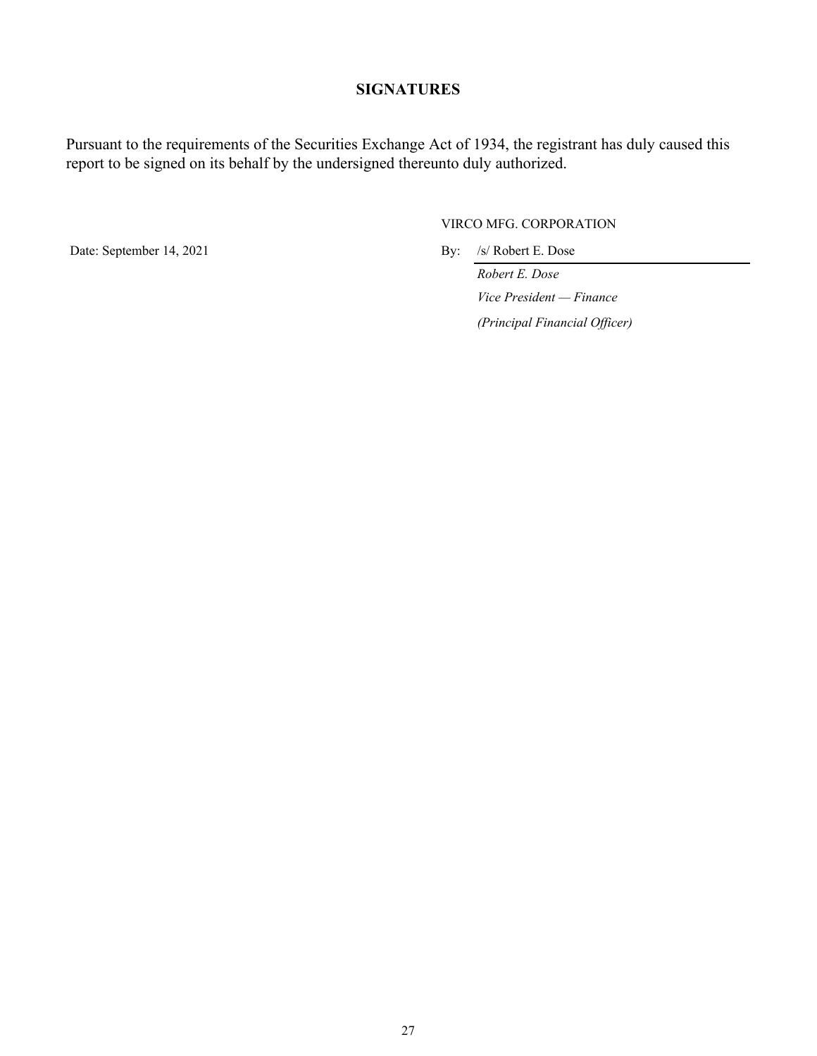## SIGNATURES

Pursuant to the requirements of the Securities Exchange Act of 1934, the registrant has duly caused this report to be signed on its behalf by the undersigned thereunto duly authorized.

VIRCO MFG. CORPORATION

Date: September 14, 2021

By: /s/ Robert E. Dose

*Robert E. Dose*

*Vice President — Finance*

*(Principal Financial Officer)*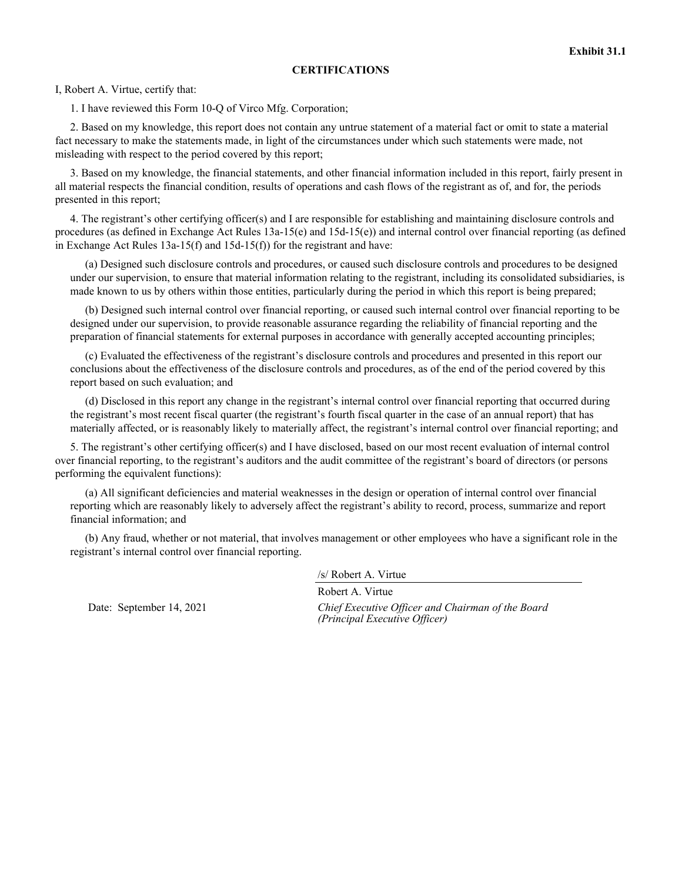**Exhibit 31.1**

**CERTIFICATIONS**

I, Robert A. Virtue, certify that:

1. I have reviewed this Form 10-Q of Virco Mfg. Corporation;

2. Based on my knowledge, this report does not contain any untrue statement of a material fact or omit to state a material fact necessary to make the statements made, in light of the circumstances under which such statements were made, not misleading with respect to the period covered by this report;

3. Based on my knowledge, the financial statements, and other financial information included in this report, fairly present in all material respects the financial condition, results of operations and cash flows of the registrant as of, and for, the periods presented in this report;

4. The registrant's other certifying officer(s) and I are responsible for establishing and maintaining disclosure controls and procedures (as defined in Exchange Act Rules 13a-15(e) and 15d-15(e)) and internal control over financial reporting (as defined in Exchange Act Rules 13a-15(f) and 15d-15(f)) for the registrant and have:

(a) Designed such disclosure controls and procedures, or caused such disclosure controls and procedures to be designed under our supervision, to ensure that material information relating to the registrant, including its consolidated subsidiaries, is made known to us by others within those entities, particularly during the period in which this report is being prepared;

(b) Designed such internal control over financial reporting, or caused such internal control over financial reporting to be designed under our supervision, to provide reasonable assurance regarding the reliability of financial reporting and the preparation of financial statements for external purposes in accordance with generally accepted accounting principles;

(c) Evaluated the effectiveness of the registrant's disclosure controls and procedures and presented in this report our conclusions about the effectiveness of the disclosure controls and procedures, as of the end of the period covered by this report based on such evaluation; and

(d) Disclosed in this report any change in the registrant's internal control over financial reporting that occurred during the registrant's most recent fiscal quarter (the registrant's fourth fiscal quarter in the case of an annual report) that has materially affected, or is reasonably likely to materially affect, the registrant's internal control over financial reporting; and

5. The registrant's other certifying officer(s) and I have disclosed, based on our most recent evaluation of internal control over financial reporting, to the registrant's auditors and the audit committee of the registrant's board of directors (or persons performing the equivalent functions):

(a) All significant deficiencies and material weaknesses in the design or operation of internal control over financial reporting which are reasonably likely to adversely affect the registrant's ability to record, process, summarize and report financial information; and

(b) Any fraud, whether or not material, that involves management or other employees who have a significant role in the registrant's internal control over financial reporting.

/s/ Robert A. Virtue

Robert A. Virtue

Date: September 14, 2021

*Chief Executive Officer and Chairman of the Board*
*(Principal Executive Officer)*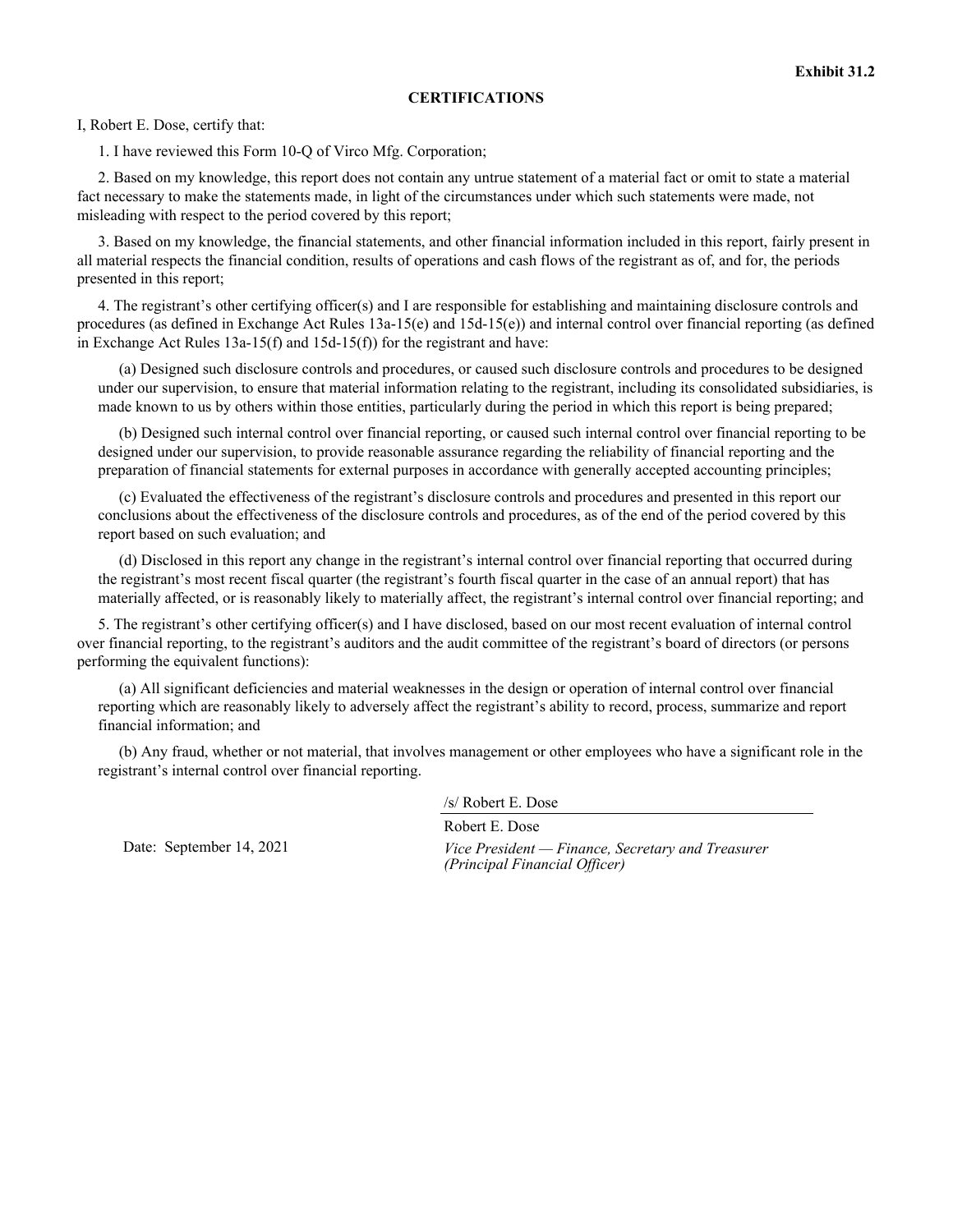**Exhibit 31.2**

## CERTIFICATIONS

I, Robert E. Dose, certify that:

1. I have reviewed this Form 10-Q of Virco Mfg. Corporation;

2. Based on my knowledge, this report does not contain any untrue statement of a material fact or omit to state a material fact necessary to make the statements made, in light of the circumstances under which such statements were made, not misleading with respect to the period covered by this report;

3. Based on my knowledge, the financial statements, and other financial information included in this report, fairly present in all material respects the financial condition, results of operations and cash flows of the registrant as of, and for, the periods presented in this report;

4. The registrant's other certifying officer(s) and I are responsible for establishing and maintaining disclosure controls and procedures (as defined in Exchange Act Rules 13a-15(e) and 15d-15(e)) and internal control over financial reporting (as defined in Exchange Act Rules 13a-15(f) and 15d-15(f)) for the registrant and have:

   (a) Designed such disclosure controls and procedures, or caused such disclosure controls and procedures to be designed under our supervision, to ensure that material information relating to the registrant, including its consolidated subsidiaries, is made known to us by others within those entities, particularly during the period in which this report is being prepared;

   (b) Designed such internal control over financial reporting, or caused such internal control over financial reporting to be designed under our supervision, to provide reasonable assurance regarding the reliability of financial reporting and the preparation of financial statements for external purposes in accordance with generally accepted accounting principles;

   (c) Evaluated the effectiveness of the registrant's disclosure controls and procedures and presented in this report our conclusions about the effectiveness of the disclosure controls and procedures, as of the end of the period covered by this report based on such evaluation; and

   (d) Disclosed in this report any change in the registrant's internal control over financial reporting that occurred during the registrant's most recent fiscal quarter (the registrant's fourth fiscal quarter in the case of an annual report) that has materially affected, or is reasonably likely to materially affect, the registrant's internal control over financial reporting; and

5. The registrant's other certifying officer(s) and I have disclosed, based on our most recent evaluation of internal control over financial reporting, to the registrant's auditors and the audit committee of the registrant's board of directors (or persons performing the equivalent functions):

   (a) All significant deficiencies and material weaknesses in the design or operation of internal control over financial reporting which are reasonably likely to adversely affect the registrant's ability to record, process, summarize and report financial information; and

   (b) Any fraud, whether or not material, that involves management or other employees who have a significant role in the registrant's internal control over financial reporting.

Date: September 14, 2021

/s/ Robert E. Dose

Robert E. Dose

*Vice President — Finance, Secretary and Treasurer (Principal Financial Officer)*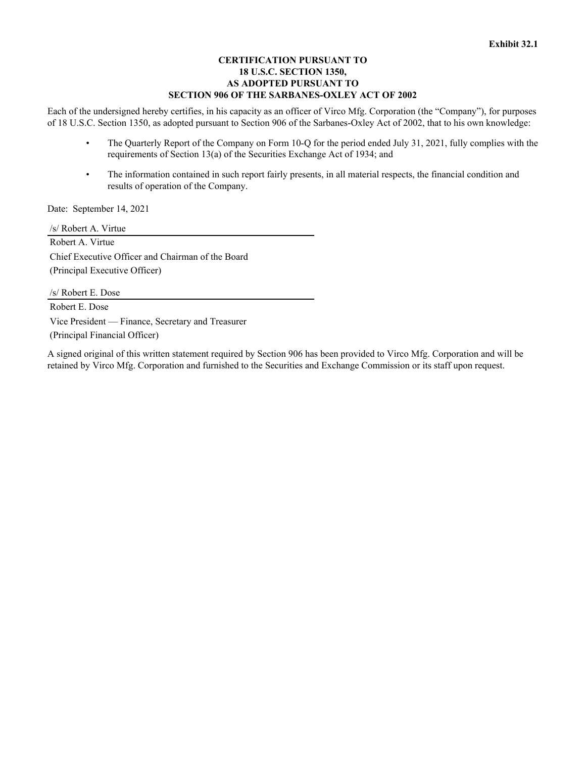**Exhibit 32.1**

**CERTIFICATION PURSUANT TO**
**18 U.S.C. SECTION 1350,**
**AS ADOPTED PURSUANT TO**
**SECTION 906 OF THE SARBANES-OXLEY ACT OF 2002**

Each of the undersigned hereby certifies, in his capacity as an officer of Virco Mfg. Corporation (the "Company"), for purposes of 18 U.S.C. Section 1350, as adopted pursuant to Section 906 of the Sarbanes-Oxley Act of 2002, that to his own knowledge:

- The Quarterly Report of the Company on Form 10-Q for the period ended July 31, 2021, fully complies with the requirements of Section 13(a) of the Securities Exchange Act of 1934; and
- The information contained in such report fairly presents, in all material respects, the financial condition and results of operation of the Company.

Date: September 14, 2021

/s/ Robert A. Virtue

Robert A. Virtue
Chief Executive Officer and Chairman of the Board
(Principal Executive Officer)

/s/ Robert E. Dose

Robert E. Dose
Vice President — Finance, Secretary and Treasurer
(Principal Financial Officer)

A signed original of this written statement required by Section 906 has been provided to Virco Mfg. Corporation and will be retained by Virco Mfg. Corporation and furnished to the Securities and Exchange Commission or its staff upon request.